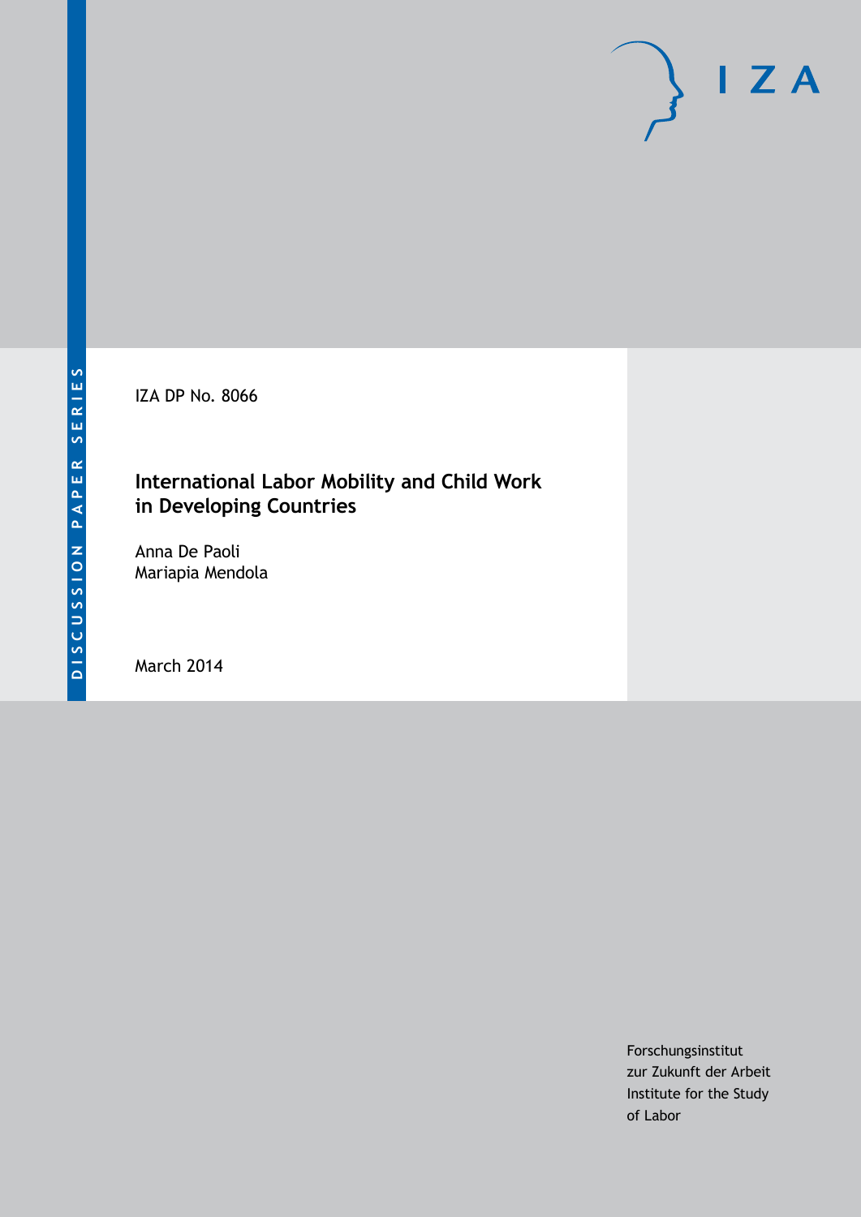DISCUSSION PAPER SERIES

IZA

IZA DP No. 8066

# International Labor Mobility and Child Work in Developing Countries

Anna De Paoli
Mariapia Mendola

March 2014

Forschungsinstitut
zur Zukunft der Arbeit
Institute for the Study
of Labor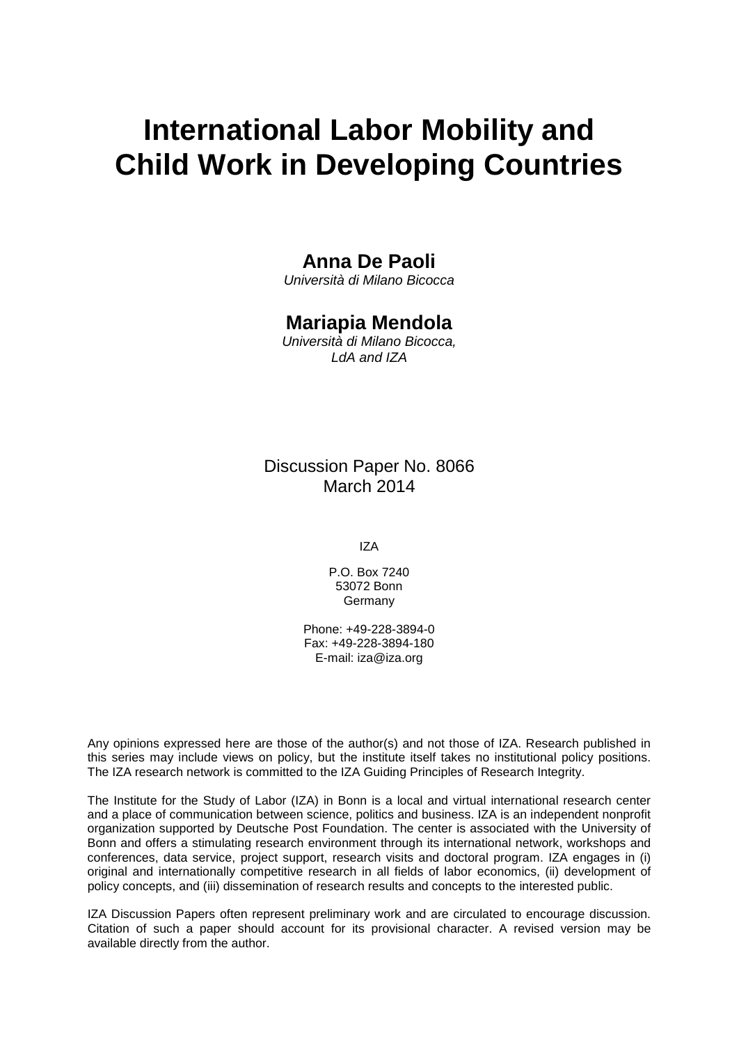# International Labor Mobility and Child Work in Developing Countries

**Anna De Paoli**
*Università di Milano Bicocca*

**Mariapia Mendola**
*Università di Milano Bicocca,*
*LdA and IZA*

Discussion Paper No. 8066
March 2014

IZA

P.O. Box 7240
53072 Bonn
Germany

Phone: +49-228-3894-0
Fax: +49-228-3894-180
E-mail: iza@iza.org

Any opinions expressed here are those of the author(s) and not those of IZA. Research published in this series may include views on policy, but the institute itself takes no institutional policy positions. The IZA research network is committed to the IZA Guiding Principles of Research Integrity.

The Institute for the Study of Labor (IZA) in Bonn is a local and virtual international research center and a place of communication between science, politics and business. IZA is an independent nonprofit organization supported by Deutsche Post Foundation. The center is associated with the University of Bonn and offers a stimulating research environment through its international network, workshops and conferences, data service, project support, research visits and doctoral program. IZA engages in (i) original and internationally competitive research in all fields of labor economics, (ii) development of policy concepts, and (iii) dissemination of research results and concepts to the interested public.

IZA Discussion Papers often represent preliminary work and are circulated to encourage discussion. Citation of such a paper should account for its provisional character. A revised version may be available directly from the author.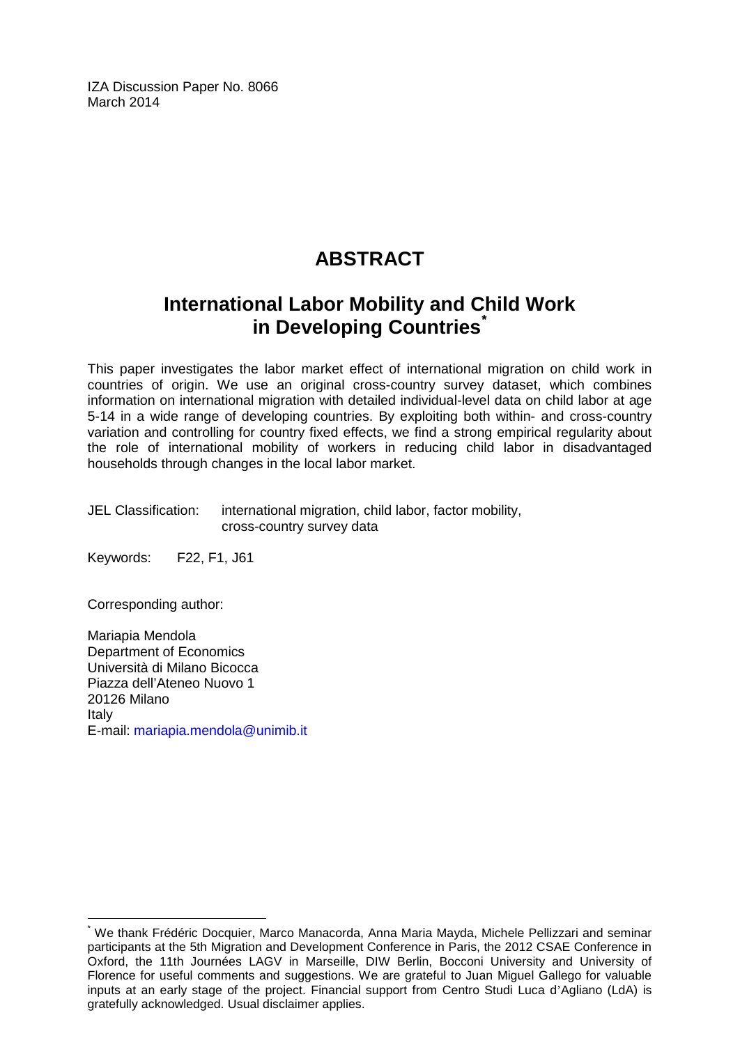IZA Discussion Paper No. 8066
March 2014

# ABSTRACT

## International Labor Mobility and Child Work in Developing Countries*

This paper investigates the labor market effect of international migration on child work in countries of origin. We use an original cross-country survey dataset, which combines information on international migration with detailed individual-level data on child labor at age 5-14 in a wide range of developing countries. By exploiting both within- and cross-country variation and controlling for country fixed effects, we find a strong empirical regularity about the role of international mobility of workers in reducing child labor in disadvantaged households through changes in the local labor market.

JEL Classification: international migration, child labor, factor mobility, cross-country survey data

Keywords: F22, F1, J61

Corresponding author:

Mariapia Mendola
Department of Economics
Università di Milano Bicocca
Piazza dell'Ateneo Nuovo 1
20126 Milano
Italy
E-mail: mariapia.mendola@unimib.it

---

* We thank Frédéric Docquier, Marco Manacorda, Anna Maria Mayda, Michele Pellizzari and seminar participants at the 5th Migration and Development Conference in Paris, the 2012 CSAE Conference in Oxford, the 11th Journées LAGV in Marseille, DIW Berlin, Bocconi University and University of Florence for useful comments and suggestions. We are grateful to Juan Miguel Gallego for valuable inputs at an early stage of the project. Financial support from Centro Studi Luca d'Agliano (LdA) is gratefully acknowledged. Usual disclaimer applies.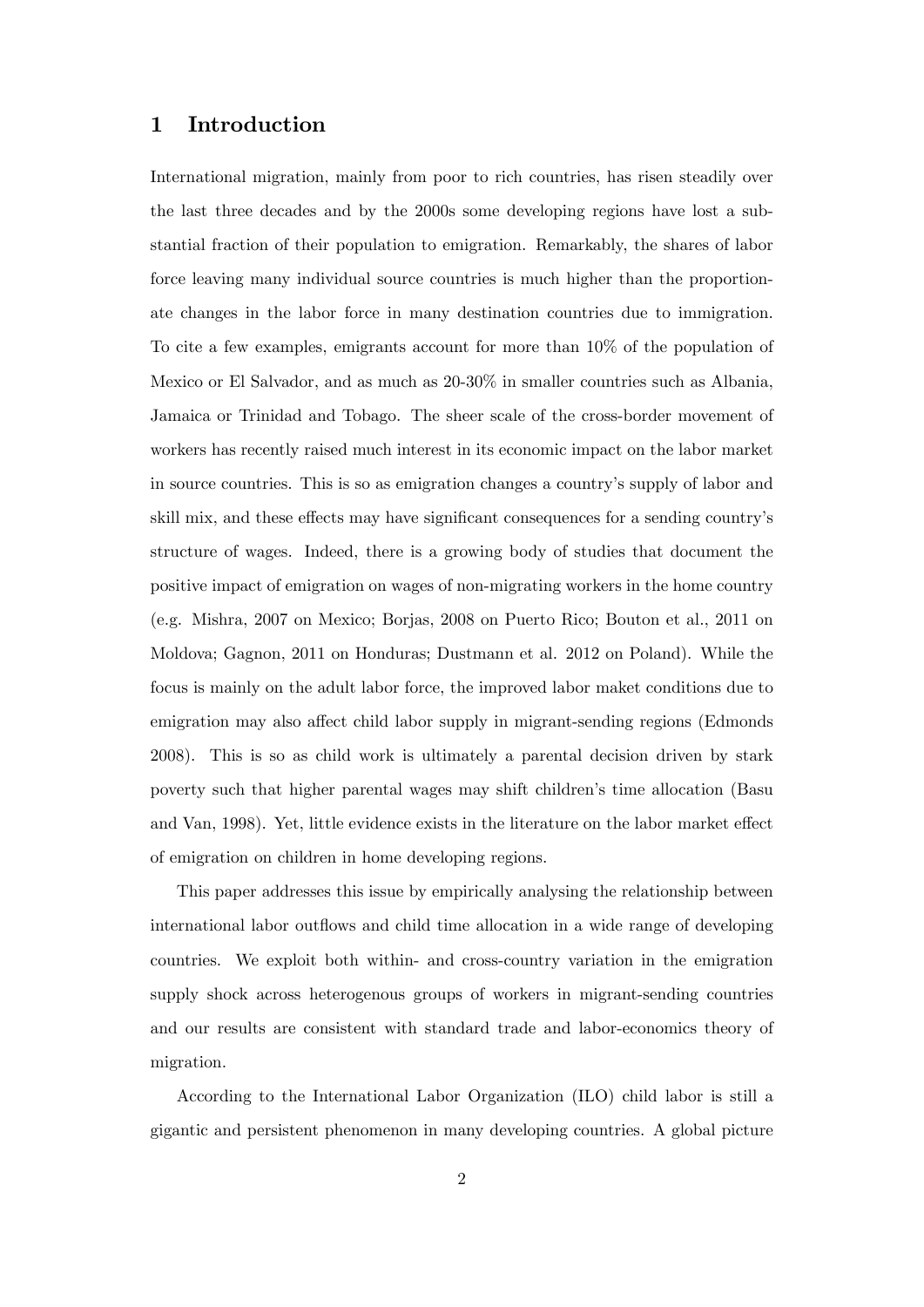# 1 Introduction

International migration, mainly from poor to rich countries, has risen steadily over the last three decades and by the 2000s some developing regions have lost a substantial fraction of their population to emigration. Remarkably, the shares of labor force leaving many individual source countries is much higher than the proportionate changes in the labor force in many destination countries due to immigration. To cite a few examples, emigrants account for more than 10% of the population of Mexico or El Salvador, and as much as 20-30% in smaller countries such as Albania, Jamaica or Trinidad and Tobago. The sheer scale of the cross-border movement of workers has recently raised much interest in its economic impact on the labor market in source countries. This is so as emigration changes a country's supply of labor and skill mix, and these effects may have significant consequences for a sending country's structure of wages. Indeed, there is a growing body of studies that document the positive impact of emigration on wages of non-migrating workers in the home country (e.g. Mishra, 2007 on Mexico; Borjas, 2008 on Puerto Rico; Bouton et al., 2011 on Moldova; Gagnon, 2011 on Honduras; Dustmann et al. 2012 on Poland). While the focus is mainly on the adult labor force, the improved labor maket conditions due to emigration may also affect child labor supply in migrant-sending regions (Edmonds 2008). This is so as child work is ultimately a parental decision driven by stark poverty such that higher parental wages may shift children's time allocation (Basu and Van, 1998). Yet, little evidence exists in the literature on the labor market effect of emigration on children in home developing regions.

This paper addresses this issue by empirically analysing the relationship between international labor outflows and child time allocation in a wide range of developing countries. We exploit both within- and cross-country variation in the emigration supply shock across heterogenous groups of workers in migrant-sending countries and our results are consistent with standard trade and labor-economics theory of migration.

According to the International Labor Organization (ILO) child labor is still a gigantic and persistent phenomenon in many developing countries. A global picture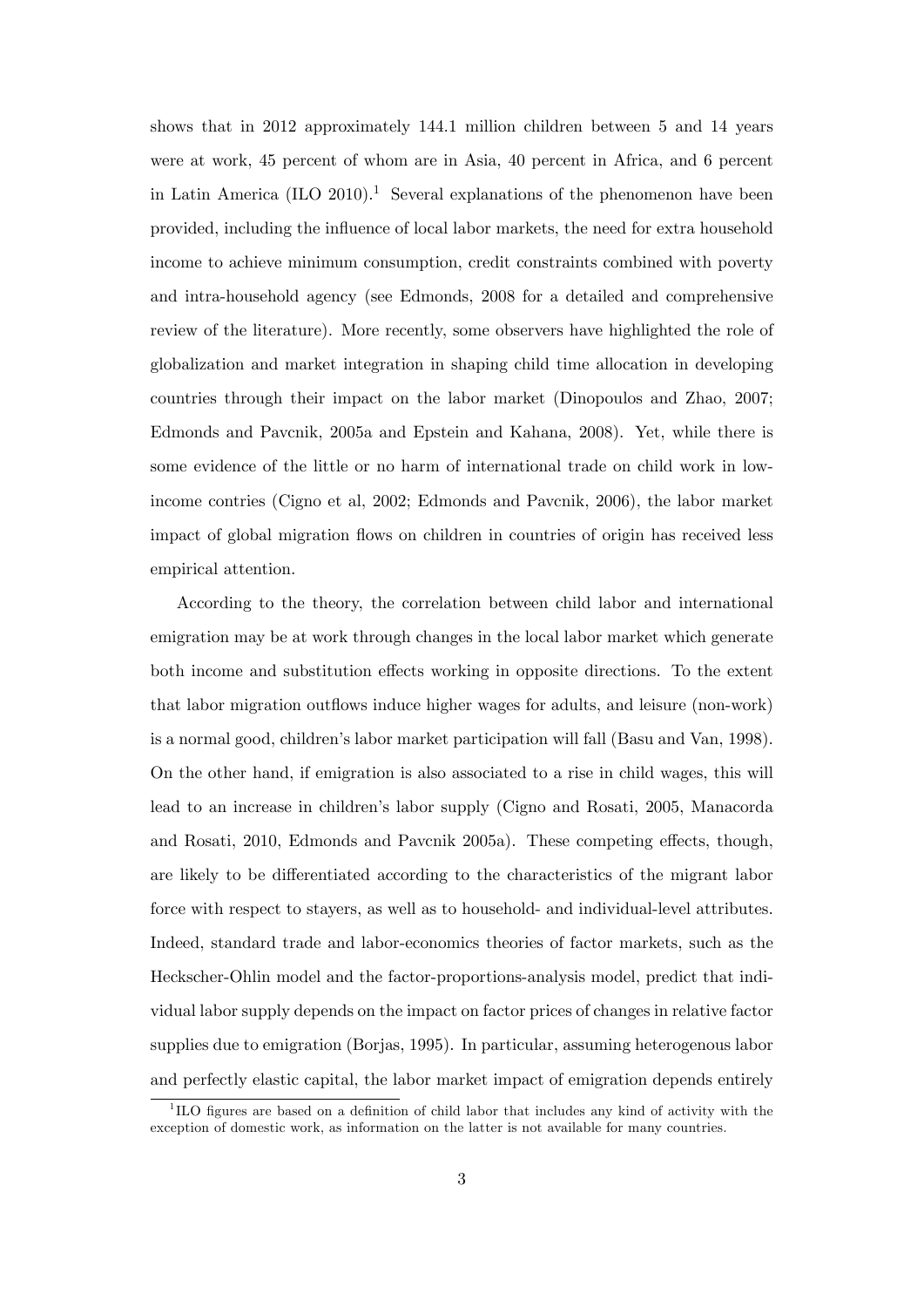shows that in 2012 approximately 144.1 million children between 5 and 14 years were at work, 45 percent of whom are in Asia, 40 percent in Africa, and 6 percent in Latin America (ILO 2010).[1] Several explanations of the phenomenon have been provided, including the influence of local labor markets, the need for extra household income to achieve minimum consumption, credit constraints combined with poverty and intra-household agency (see Edmonds, 2008 for a detailed and comprehensive review of the literature). More recently, some observers have highlighted the role of globalization and market integration in shaping child time allocation in developing countries through their impact on the labor market (Dinopoulos and Zhao, 2007; Edmonds and Pavcnik, 2005a and Epstein and Kahana, 2008). Yet, while there is some evidence of the little or no harm of international trade on child work in low-income contries (Cigno et al, 2002; Edmonds and Pavcnik, 2006), the labor market impact of global migration flows on children in countries of origin has received less empirical attention.

According to the theory, the correlation between child labor and international emigration may be at work through changes in the local labor market which generate both income and substitution effects working in opposite directions. To the extent that labor migration outflows induce higher wages for adults, and leisure (non-work) is a normal good, children's labor market participation will fall (Basu and Van, 1998). On the other hand, if emigration is also associated to a rise in child wages, this will lead to an increase in children's labor supply (Cigno and Rosati, 2005, Manacorda and Rosati, 2010, Edmonds and Pavcnik 2005a). These competing effects, though, are likely to be differentiated according to the characteristics of the migrant labor force with respect to stayers, as well as to household- and individual-level attributes. Indeed, standard trade and labor-economics theories of factor markets, such as the Heckscher-Ohlin model and the factor-proportions-analysis model, predict that individual labor supply depends on the impact on factor prices of changes in relative factor supplies due to emigration (Borjas, 1995). In particular, assuming heterogenous labor and perfectly elastic capital, the labor market impact of emigration depends entirely

[1] ILO figures are based on a definition of child labor that includes any kind of activity with the exception of domestic work, as information on the latter is not available for many countries.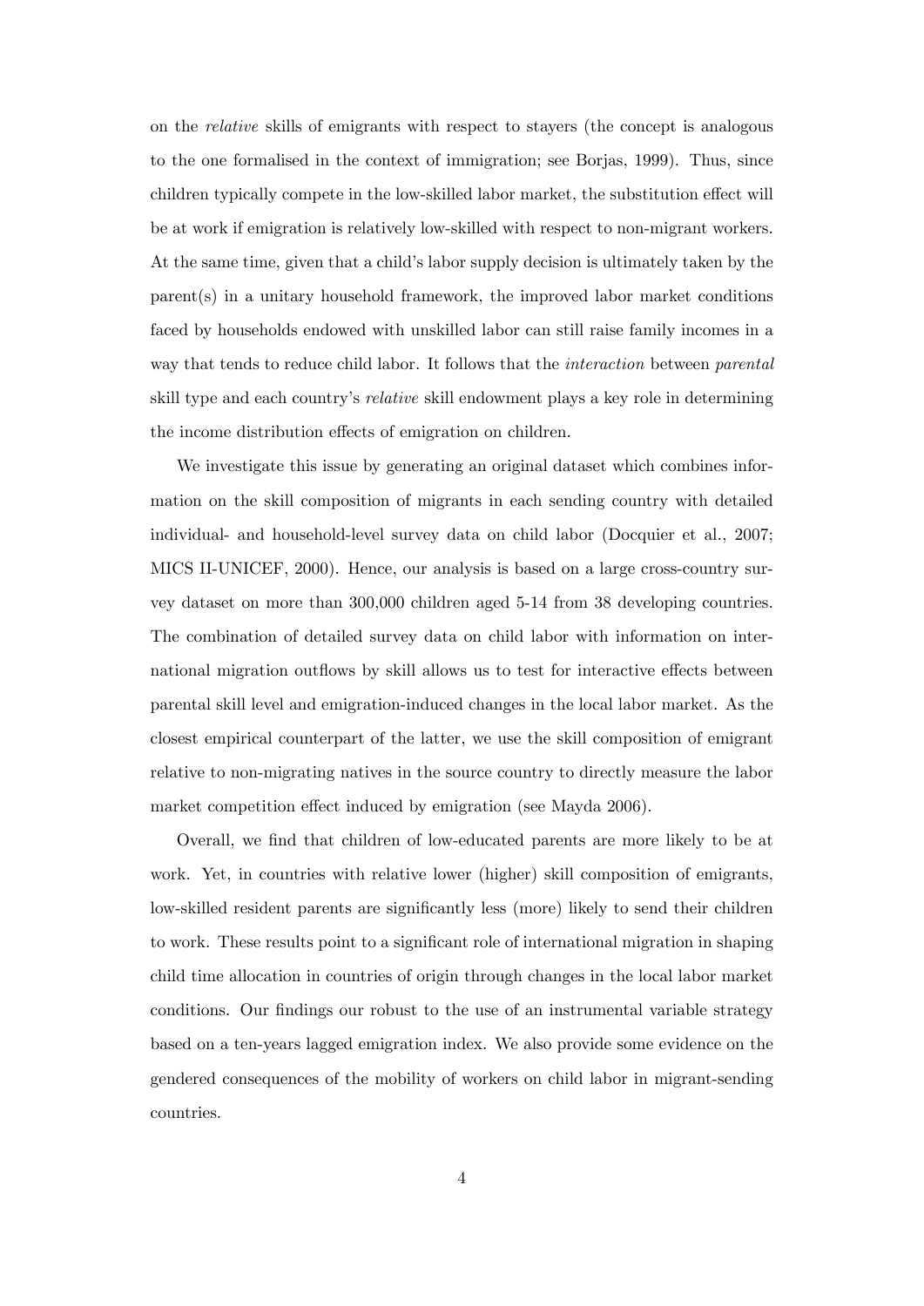on the *relative* skills of emigrants with respect to stayers (the concept is analogous to the one formalised in the context of immigration; see Borjas, 1999). Thus, since children typically compete in the low-skilled labor market, the substitution effect will be at work if emigration is relatively low-skilled with respect to non-migrant workers. At the same time, given that a child's labor supply decision is ultimately taken by the parent(s) in a unitary household framework, the improved labor market conditions faced by households endowed with unskilled labor can still raise family incomes in a way that tends to reduce child labor. It follows that the *interaction* between *parental* skill type and each country's *relative* skill endowment plays a key role in determining the income distribution effects of emigration on children.

We investigate this issue by generating an original dataset which combines information on the skill composition of migrants in each sending country with detailed individual- and household-level survey data on child labor (Docquier et al., 2007; MICS II-UNICEF, 2000). Hence, our analysis is based on a large cross-country survey dataset on more than 300,000 children aged 5-14 from 38 developing countries. The combination of detailed survey data on child labor with information on international migration outflows by skill allows us to test for interactive effects between parental skill level and emigration-induced changes in the local labor market. As the closest empirical counterpart of the latter, we use the skill composition of emigrant relative to non-migrating natives in the source country to directly measure the labor market competition effect induced by emigration (see Mayda 2006).

Overall, we find that children of low-educated parents are more likely to be at work. Yet, in countries with relative lower (higher) skill composition of emigrants, low-skilled resident parents are significantly less (more) likely to send their children to work. These results point to a significant role of international migration in shaping child time allocation in countries of origin through changes in the local labor market conditions. Our findings our robust to the use of an instrumental variable strategy based on a ten-years lagged emigration index. We also provide some evidence on the gendered consequences of the mobility of workers on child labor in migrant-sending countries.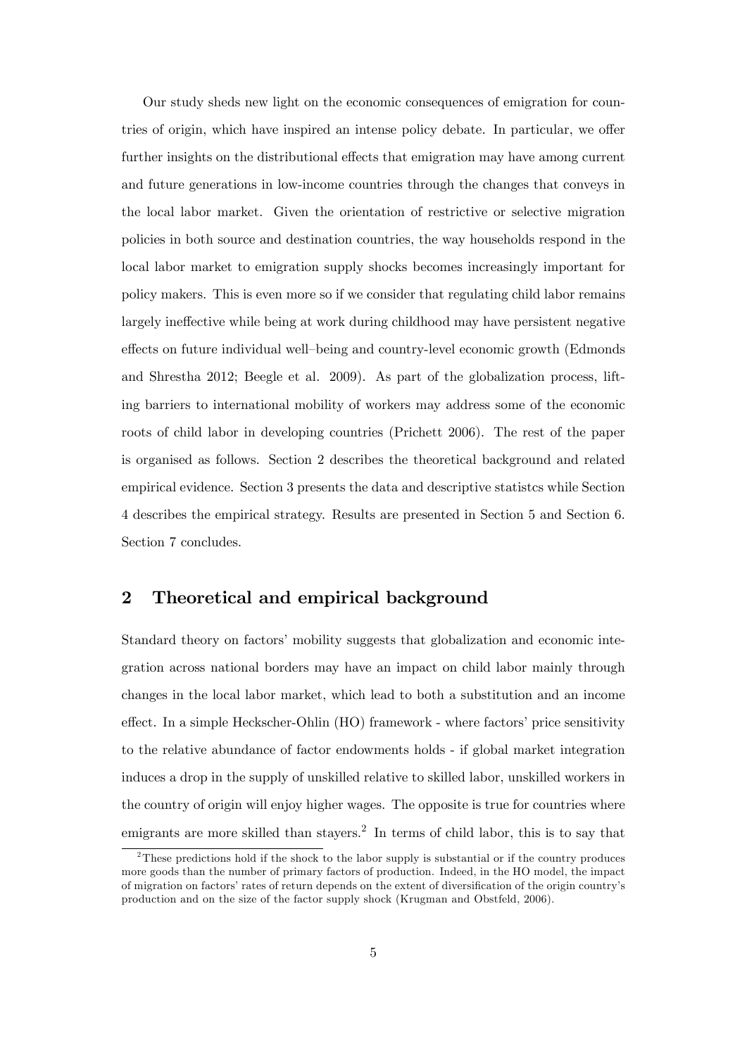Our study sheds new light on the economic consequences of emigration for countries of origin, which have inspired an intense policy debate. In particular, we offer further insights on the distributional effects that emigration may have among current and future generations in low-income countries through the changes that conveys in the local labor market. Given the orientation of restrictive or selective migration policies in both source and destination countries, the way households respond in the local labor market to emigration supply shocks becomes increasingly important for policy makers. This is even more so if we consider that regulating child labor remains largely ineffective while being at work during childhood may have persistent negative effects on future individual well–being and country-level economic growth (Edmonds and Shrestha 2012; Beegle et al. 2009). As part of the globalization process, lifting barriers to international mobility of workers may address some of the economic roots of child labor in developing countries (Prichett 2006). The rest of the paper is organised as follows. Section 2 describes the theoretical background and related empirical evidence. Section 3 presents the data and descriptive statistcs while Section 4 describes the empirical strategy. Results are presented in Section 5 and Section 6. Section 7 concludes.

## 2 Theoretical and empirical background

Standard theory on factors' mobility suggests that globalization and economic integration across national borders may have an impact on child labor mainly through changes in the local labor market, which lead to both a substitution and an income effect. In a simple Heckscher-Ohlin (HO) framework - where factors' price sensitivity to the relative abundance of factor endowments holds - if global market integration induces a drop in the supply of unskilled relative to skilled labor, unskilled workers in the country of origin will enjoy higher wages. The opposite is true for countries where emigrants are more skilled than stayers.[2] In terms of child labor, this is to say that

[2] These predictions hold if the shock to the labor supply is substantial or if the country produces more goods than the number of primary factors of production. Indeed, in the HO model, the impact of migration on factors' rates of return depends on the extent of diversification of the origin country's production and on the size of the factor supply shock (Krugman and Obstfeld, 2006).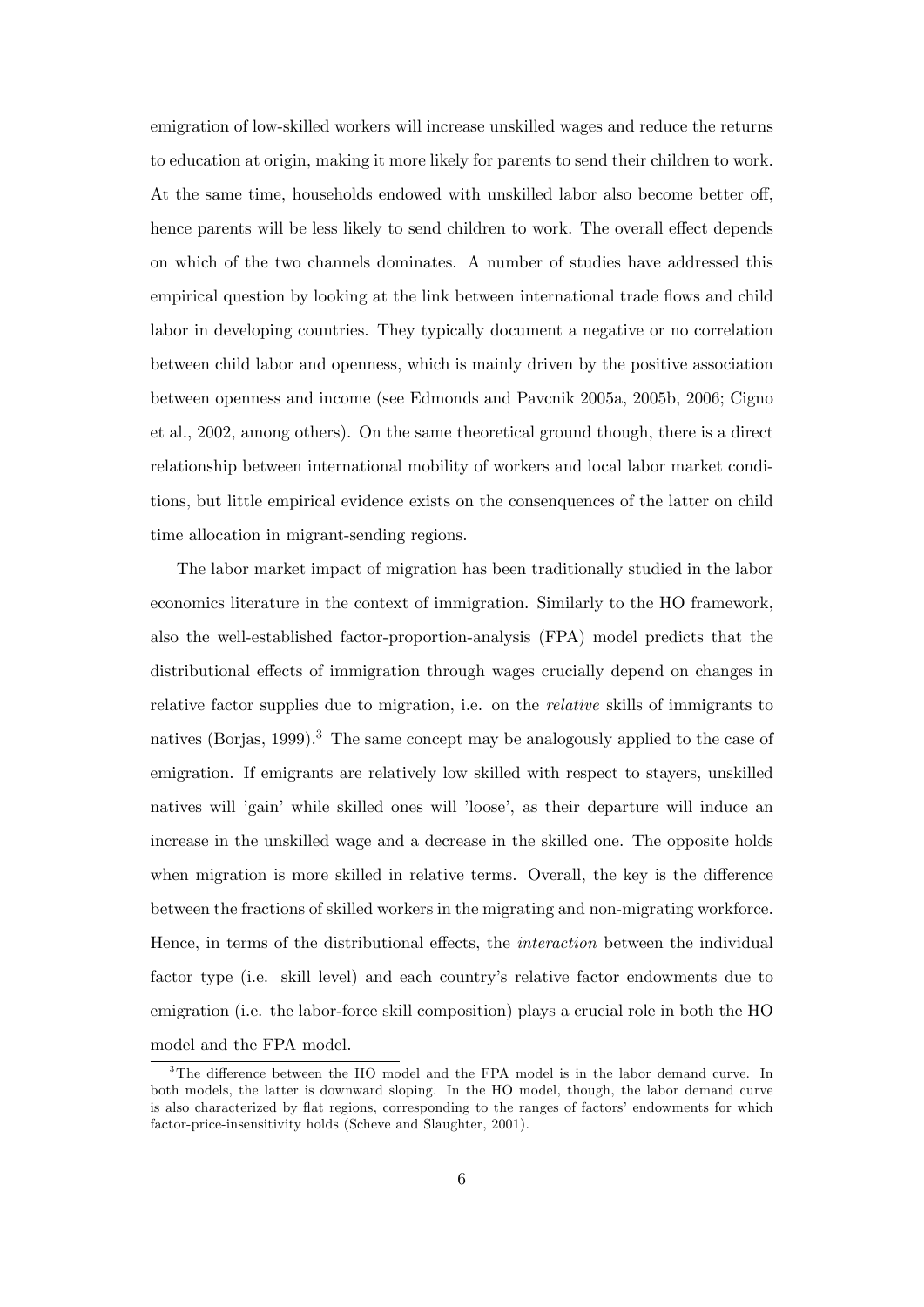emigration of low-skilled workers will increase unskilled wages and reduce the returns to education at origin, making it more likely for parents to send their children to work. At the same time, households endowed with unskilled labor also become better off, hence parents will be less likely to send children to work. The overall effect depends on which of the two channels dominates. A number of studies have addressed this empirical question by looking at the link between international trade flows and child labor in developing countries. They typically document a negative or no correlation between child labor and openness, which is mainly driven by the positive association between openness and income (see Edmonds and Pavcnik 2005a, 2005b, 2006; Cigno et al., 2002, among others). On the same theoretical ground though, there is a direct relationship between international mobility of workers and local labor market conditions, but little empirical evidence exists on the consenquences of the latter on child time allocation in migrant-sending regions.

The labor market impact of migration has been traditionally studied in the labor economics literature in the context of immigration. Similarly to the HO framework, also the well-established factor-proportion-analysis (FPA) model predicts that the distributional effects of immigration through wages crucially depend on changes in relative factor supplies due to migration, i.e. on the *relative* skills of immigrants to natives (Borjas, 1999).[3] The same concept may be analogously applied to the case of emigration. If emigrants are relatively low skilled with respect to stayers, unskilled natives will 'gain' while skilled ones will 'loose', as their departure will induce an increase in the unskilled wage and a decrease in the skilled one. The opposite holds when migration is more skilled in relative terms. Overall, the key is the difference between the fractions of skilled workers in the migrating and non-migrating workforce. Hence, in terms of the distributional effects, the *interaction* between the individual factor type (i.e. skill level) and each country's relative factor endowments due to emigration (i.e. the labor-force skill composition) plays a crucial role in both the HO model and the FPA model.

[3] The difference between the HO model and the FPA model is in the labor demand curve. In both models, the latter is downward sloping. In the HO model, though, the labor demand curve is also characterized by flat regions, corresponding to the ranges of factors' endowments for which factor-price-insensitivity holds (Scheve and Slaughter, 2001).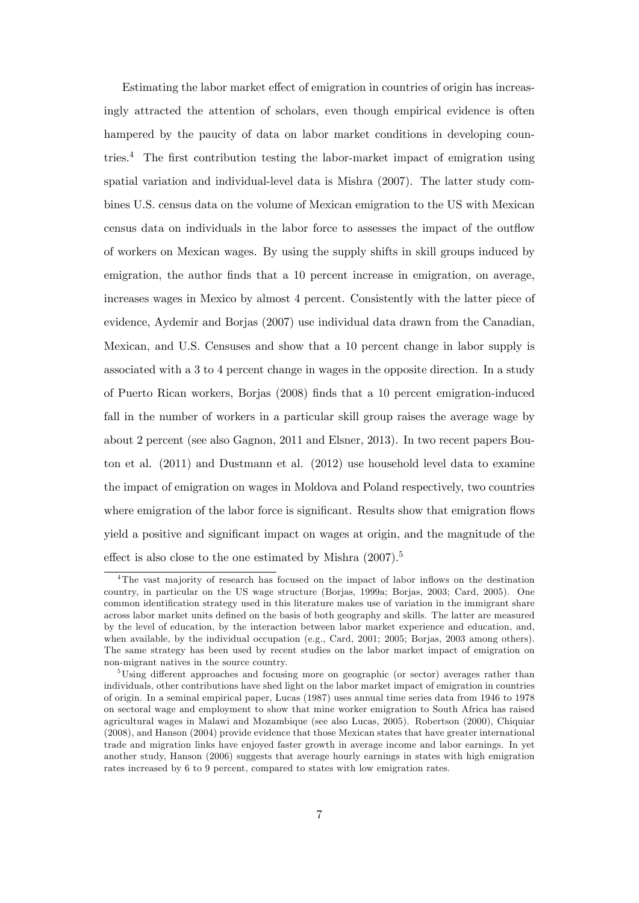Estimating the labor market effect of emigration in countries of origin has increasingly attracted the attention of scholars, even though empirical evidence is often hampered by the paucity of data on labor market conditions in developing countries.[4] The first contribution testing the labor-market impact of emigration using spatial variation and individual-level data is Mishra (2007). The latter study combines U.S. census data on the volume of Mexican emigration to the US with Mexican census data on individuals in the labor force to assesses the impact of the outflow of workers on Mexican wages. By using the supply shifts in skill groups induced by emigration, the author finds that a 10 percent increase in emigration, on average, increases wages in Mexico by almost 4 percent. Consistently with the latter piece of evidence, Aydemir and Borjas (2007) use individual data drawn from the Canadian, Mexican, and U.S. Censuses and show that a 10 percent change in labor supply is associated with a 3 to 4 percent change in wages in the opposite direction. In a study of Puerto Rican workers, Borjas (2008) finds that a 10 percent emigration-induced fall in the number of workers in a particular skill group raises the average wage by about 2 percent (see also Gagnon, 2011 and Elsner, 2013). In two recent papers Bouton et al. (2011) and Dustmann et al. (2012) use household level data to examine the impact of emigration on wages in Moldova and Poland respectively, two countries where emigration of the labor force is significant. Results show that emigration flows yield a positive and significant impact on wages at origin, and the magnitude of the effect is also close to the one estimated by Mishra (2007).[5]

[4] The vast majority of research has focused on the impact of labor inflows on the destination country, in particular on the US wage structure (Borjas, 1999a; Borjas, 2003; Card, 2005). One common identification strategy used in this literature makes use of variation in the immigrant share across labor market units defined on the basis of both geography and skills. The latter are measured by the level of education, by the interaction between labor market experience and education, and, when available, by the individual occupation (e.g., Card, 2001; 2005; Borjas, 2003 among others). The same strategy has been used by recent studies on the labor market impact of emigration on non-migrant natives in the source country.

[5] Using different approaches and focusing more on geographic (or sector) averages rather than individuals, other contributions have shed light on the labor market impact of emigration in countries of origin. In a seminal empirical paper, Lucas (1987) uses annual time series data from 1946 to 1978 on sectoral wage and employment to show that mine worker emigration to South Africa has raised agricultural wages in Malawi and Mozambique (see also Lucas, 2005). Robertson (2000), Chiquiar (2008), and Hanson (2004) provide evidence that those Mexican states that have greater international trade and migration links have enjoyed faster growth in average income and labor earnings. In yet another study, Hanson (2006) suggests that average hourly earnings in states with high emigration rates increased by 6 to 9 percent, compared to states with low emigration rates.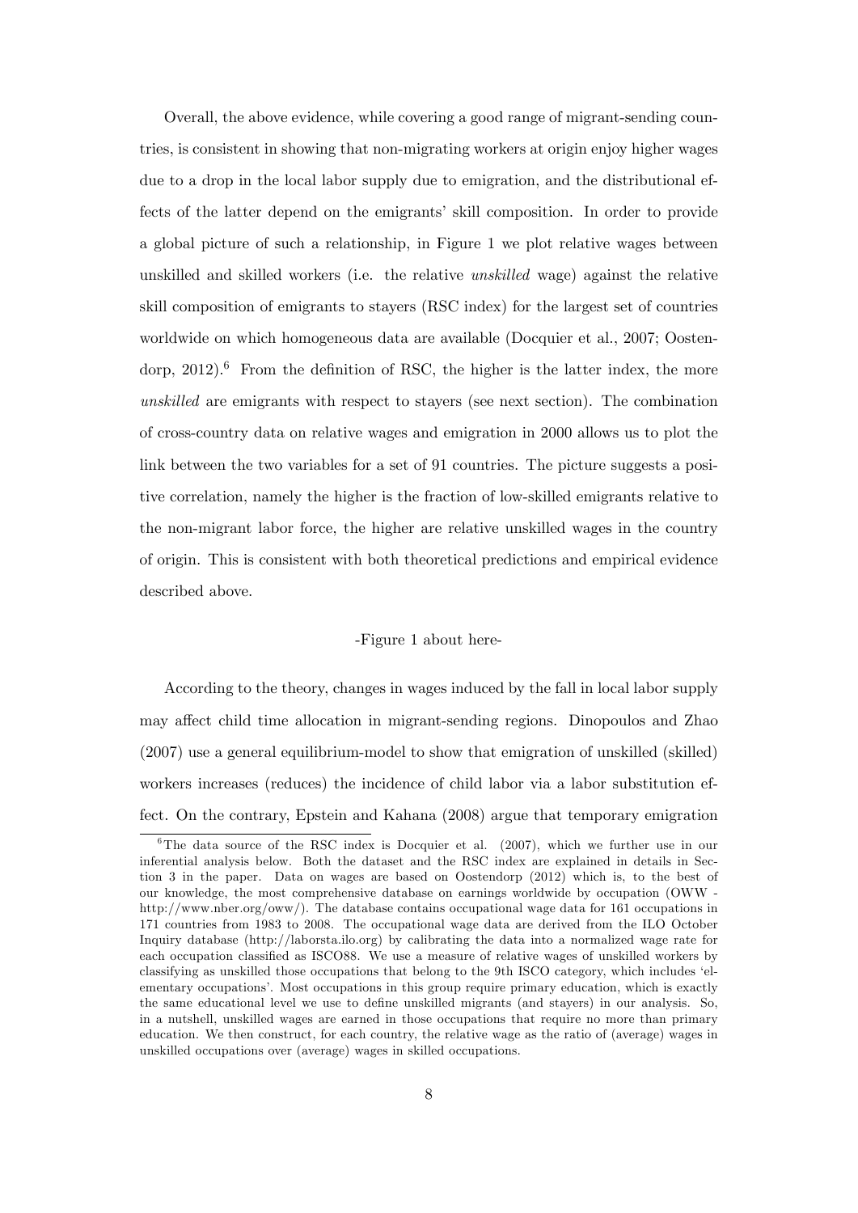Overall, the above evidence, while covering a good range of migrant-sending countries, is consistent in showing that non-migrating workers at origin enjoy higher wages due to a drop in the local labor supply due to emigration, and the distributional effects of the latter depend on the emigrants' skill composition. In order to provide a global picture of such a relationship, in Figure 1 we plot relative wages between unskilled and skilled workers (i.e. the relative *unskilled* wage) against the relative skill composition of emigrants to stayers (RSC index) for the largest set of countries worldwide on which homogeneous data are available (Docquier et al., 2007; Oostendorp, 2012).[6] From the definition of RSC, the higher is the latter index, the more *unskilled* are emigrants with respect to stayers (see next section). The combination of cross-country data on relative wages and emigration in 2000 allows us to plot the link between the two variables for a set of 91 countries. The picture suggests a positive correlation, namely the higher is the fraction of low-skilled emigrants relative to the non-migrant labor force, the higher are relative unskilled wages in the country of origin. This is consistent with both theoretical predictions and empirical evidence described above.

-Figure 1 about here-

According to the theory, changes in wages induced by the fall in local labor supply may affect child time allocation in migrant-sending regions. Dinopoulos and Zhao (2007) use a general equilibrium-model to show that emigration of unskilled (skilled) workers increases (reduces) the incidence of child labor via a labor substitution effect. On the contrary, Epstein and Kahana (2008) argue that temporary emigration

[6] The data source of the RSC index is Docquier et al. (2007), which we further use in our inferential analysis below. Both the dataset and the RSC index are explained in details in Section 3 in the paper. Data on wages are based on Oostendorp (2012) which is, to the best of our knowledge, the most comprehensive database on earnings worldwide by occupation (OWW - http://www.nber.org/oww/). The database contains occupational wage data for 161 occupations in 171 countries from 1983 to 2008. The occupational wage data are derived from the ILO October Inquiry database (http://laborsta.ilo.org) by calibrating the data into a normalized wage rate for each occupation classified as ISCO88. We use a measure of relative wages of unskilled workers by classifying as unskilled those occupations that belong to the 9th ISCO category, which includes 'elementary occupations'. Most occupations in this group require primary education, which is exactly the same educational level we use to define unskilled migrants (and stayers) in our analysis. So, in a nutshell, unskilled wages are earned in those occupations that require no more than primary education. We then construct, for each country, the relative wage as the ratio of (average) wages in unskilled occupations over (average) wages in skilled occupations.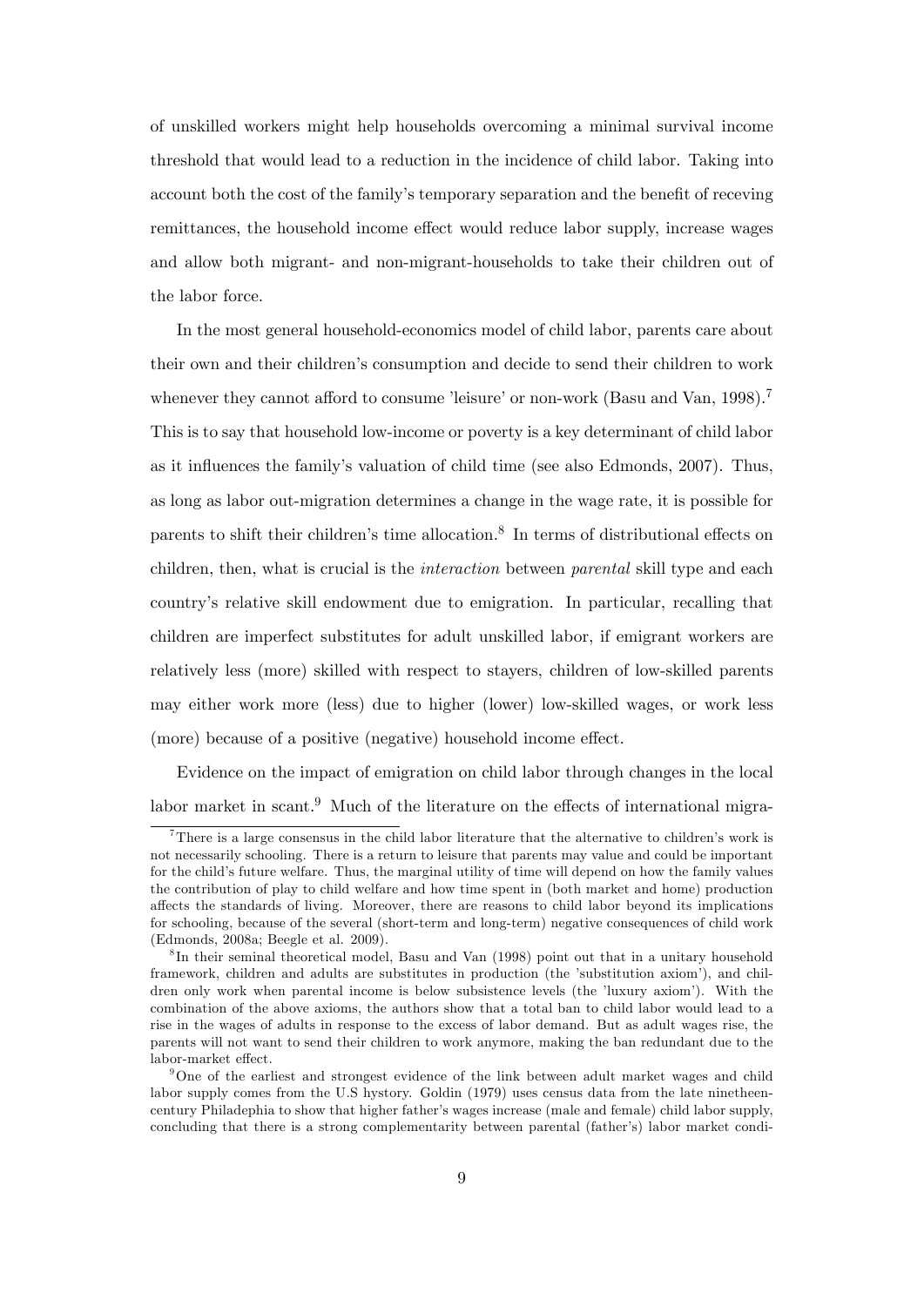of unskilled workers might help households overcoming a minimal survival income threshold that would lead to a reduction in the incidence of child labor. Taking into account both the cost of the family's temporary separation and the benefit of receving remittances, the household income effect would reduce labor supply, increase wages and allow both migrant- and non-migrant-households to take their children out of the labor force.

In the most general household-economics model of child labor, parents care about their own and their children's consumption and decide to send their children to work whenever they cannot afford to consume 'leisure' or non-work (Basu and Van, 1998).[7] This is to say that household low-income or poverty is a key determinant of child labor as it influences the family's valuation of child time (see also Edmonds, 2007). Thus, as long as labor out-migration determines a change in the wage rate, it is possible for parents to shift their children's time allocation.[8] In terms of distributional effects on children, then, what is crucial is the *interaction* between *parental* skill type and each country's relative skill endowment due to emigration. In particular, recalling that children are imperfect substitutes for adult unskilled labor, if emigrant workers are relatively less (more) skilled with respect to stayers, children of low-skilled parents may either work more (less) due to higher (lower) low-skilled wages, or work less (more) because of a positive (negative) household income effect.

Evidence on the impact of emigration on child labor through changes in the local labor market in scant.[9] Much of the literature on the effects of international migra-

[7] There is a large consensus in the child labor literature that the alternative to children's work is not necessarily schooling. There is a return to leisure that parents may value and could be important for the child's future welfare. Thus, the marginal utility of time will depend on how the family values the contribution of play to child welfare and how time spent in (both market and home) production affects the standards of living. Moreover, there are reasons to child labor beyond its implications for schooling, because of the several (short-term and long-term) negative consequences of child work (Edmonds, 2008a; Beegle et al. 2009).

[8] In their seminal theoretical model, Basu and Van (1998) point out that in a unitary household framework, children and adults are substitutes in production (the 'substitution axiom'), and children only work when parental income is below subsistence levels (the 'luxury axiom'). With the combination of the above axioms, the authors show that a total ban to child labor would lead to a rise in the wages of adults in response to the excess of labor demand. But as adult wages rise, the parents will not want to send their children to work anymore, making the ban redundant due to the labor-market effect.

[9] One of the earliest and strongest evidence of the link between adult market wages and child labor supply comes from the U.S hystory. Goldin (1979) uses census data from the late ninetheencentury Philadephia to show that higher father's wages increase (male and female) child labor supply, concluding that there is a strong complementarity between parental (father's) labor market condi-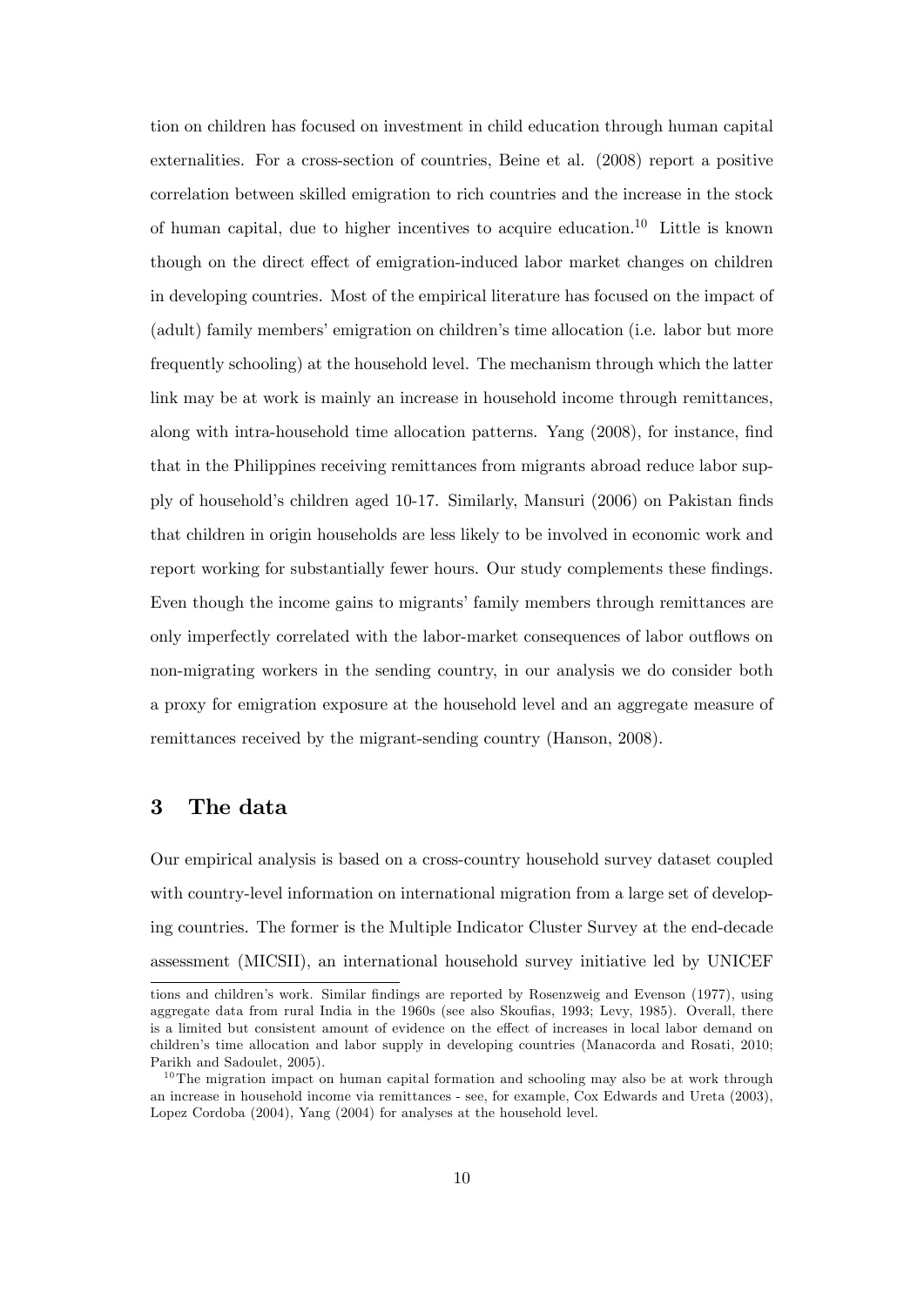tion on children has focused on investment in child education through human capital externalities. For a cross-section of countries, Beine et al. (2008) report a positive correlation between skilled emigration to rich countries and the increase in the stock of human capital, due to higher incentives to acquire education.[10] Little is known though on the direct effect of emigration-induced labor market changes on children in developing countries. Most of the empirical literature has focused on the impact of (adult) family members' emigration on children's time allocation (i.e. labor but more frequently schooling) at the household level. The mechanism through which the latter link may be at work is mainly an increase in household income through remittances, along with intra-household time allocation patterns. Yang (2008), for instance, find that in the Philippines receiving remittances from migrants abroad reduce labor supply of household's children aged 10-17. Similarly, Mansuri (2006) on Pakistan finds that children in origin households are less likely to be involved in economic work and report working for substantially fewer hours. Our study complements these findings. Even though the income gains to migrants' family members through remittances are only imperfectly correlated with the labor-market consequences of labor outflows on non-migrating workers in the sending country, in our analysis we do consider both a proxy for emigration exposure at the household level and an aggregate measure of remittances received by the migrant-sending country (Hanson, 2008).

# 3 The data

Our empirical analysis is based on a cross-country household survey dataset coupled with country-level information on international migration from a large set of developing countries. The former is the Multiple Indicator Cluster Survey at the end-decade assessment (MICSII), an international household survey initiative led by UNICEF

---

tions and children's work. Similar findings are reported by Rosenzweig and Evenson (1977), using aggregate data from rural India in the 1960s (see also Skoufias, 1993; Levy, 1985). Overall, there is a limited but consistent amount of evidence on the effect of increases in local labor demand on children's time allocation and labor supply in developing countries (Manacorda and Rosati, 2010; Parikh and Sadoulet, 2005).

[10] The migration impact on human capital formation and schooling may also be at work through an increase in household income via remittances - see, for example, Cox Edwards and Ureta (2003), Lopez Cordoba (2004), Yang (2004) for analyses at the household level.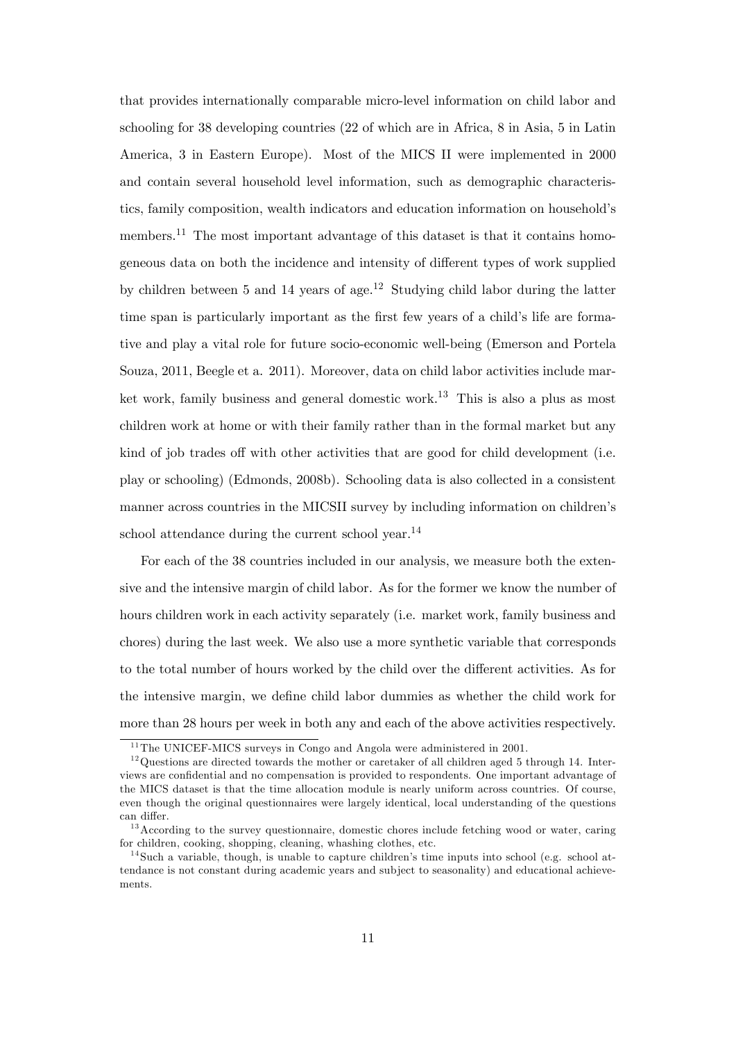that provides internationally comparable micro-level information on child labor and schooling for 38 developing countries (22 of which are in Africa, 8 in Asia, 5 in Latin America, 3 in Eastern Europe). Most of the MICS II were implemented in 2000 and contain several household level information, such as demographic characteristics, family composition, wealth indicators and education information on household's members.[11] The most important advantage of this dataset is that it contains homogeneous data on both the incidence and intensity of different types of work supplied by children between 5 and 14 years of age.[12] Studying child labor during the latter time span is particularly important as the first few years of a child's life are formative and play a vital role for future socio-economic well-being (Emerson and Portela Souza, 2011, Beegle et a. 2011). Moreover, data on child labor activities include market work, family business and general domestic work.[13] This is also a plus as most children work at home or with their family rather than in the formal market but any kind of job trades off with other activities that are good for child development (i.e. play or schooling) (Edmonds, 2008b). Schooling data is also collected in a consistent manner across countries in the MICSII survey by including information on children's school attendance during the current school year.[14]

For each of the 38 countries included in our analysis, we measure both the extensive and the intensive margin of child labor. As for the former we know the number of hours children work in each activity separately (i.e. market work, family business and chores) during the last week. We also use a more synthetic variable that corresponds to the total number of hours worked by the child over the different activities. As for the intensive margin, we define child labor dummies as whether the child work for more than 28 hours per week in both any and each of the above activities respectively.

---

[11] The UNICEF-MICS surveys in Congo and Angola were administered in 2001.

[12] Questions are directed towards the mother or caretaker of all children aged 5 through 14. Interviews are confidential and no compensation is provided to respondents. One important advantage of the MICS dataset is that the time allocation module is nearly uniform across countries. Of course, even though the original questionnaires were largely identical, local understanding of the questions can differ.

[13] According to the survey questionnaire, domestic chores include fetching wood or water, caring for children, cooking, shopping, cleaning, whashing clothes, etc.

[14] Such a variable, though, is unable to capture children's time inputs into school (e.g. school attendance is not constant during academic years and subject to seasonality) and educational achievements.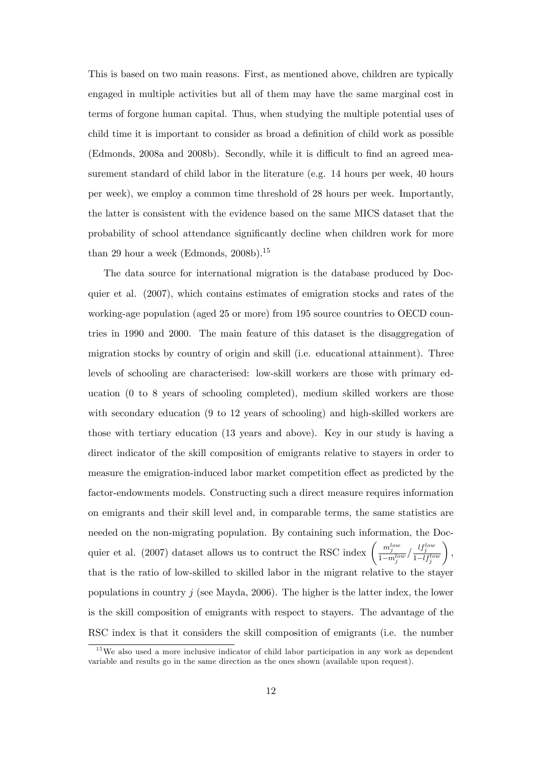This is based on two main reasons. First, as mentioned above, children are typically engaged in multiple activities but all of them may have the same marginal cost in terms of forgone human capital. Thus, when studying the multiple potential uses of child time it is important to consider as broad a definition of child work as possible (Edmonds, 2008a and 2008b). Secondly, while it is difficult to find an agreed measurement standard of child labor in the literature (e.g. 14 hours per week, 40 hours per week), we employ a common time threshold of 28 hours per week. Importantly, the latter is consistent with the evidence based on the same MICS dataset that the probability of school attendance significantly decline when children work for more than 29 hour a week (Edmonds, 2008b).[15]

The data source for international migration is the database produced by Docquier et al. (2007), which contains estimates of emigration stocks and rates of the working-age population (aged 25 or more) from 195 source countries to OECD countries in 1990 and 2000. The main feature of this dataset is the disaggregation of migration stocks by country of origin and skill (i.e. educational attainment). Three levels of schooling are characterised: low-skill workers are those with primary education (0 to 8 years of schooling completed), medium skilled workers are those with secondary education (9 to 12 years of schooling) and high-skilled workers are those with tertiary education (13 years and above). Key in our study is having a direct indicator of the skill composition of emigrants relative to stayers in order to measure the emigration-induced labor market competition effect as predicted by the factor-endowments models. Constructing such a direct measure requires information on emigrants and their skill level and, in comparable terms, the same statistics are needed on the non-migrating population. By containing such information, the Docquier et al. (2007) dataset allows us to contruct the RSC index $\left(\frac{m_j^{low}}{1-m_j^{low}}/\frac{lf_j^{low}}{1-lf_j^{low}}\right)$, that is the ratio of low-skilled to skilled labor in the migrant relative to the stayer populations in country $j$ (see Mayda, 2006). The higher is the latter index, the lower is the skill composition of emigrants with respect to stayers. The advantage of the RSC index is that it considers the skill composition of emigrants (i.e. the number

[15] We also used a more inclusive indicator of child labor participation in any work as dependent variable and results go in the same direction as the ones shown (available upon request).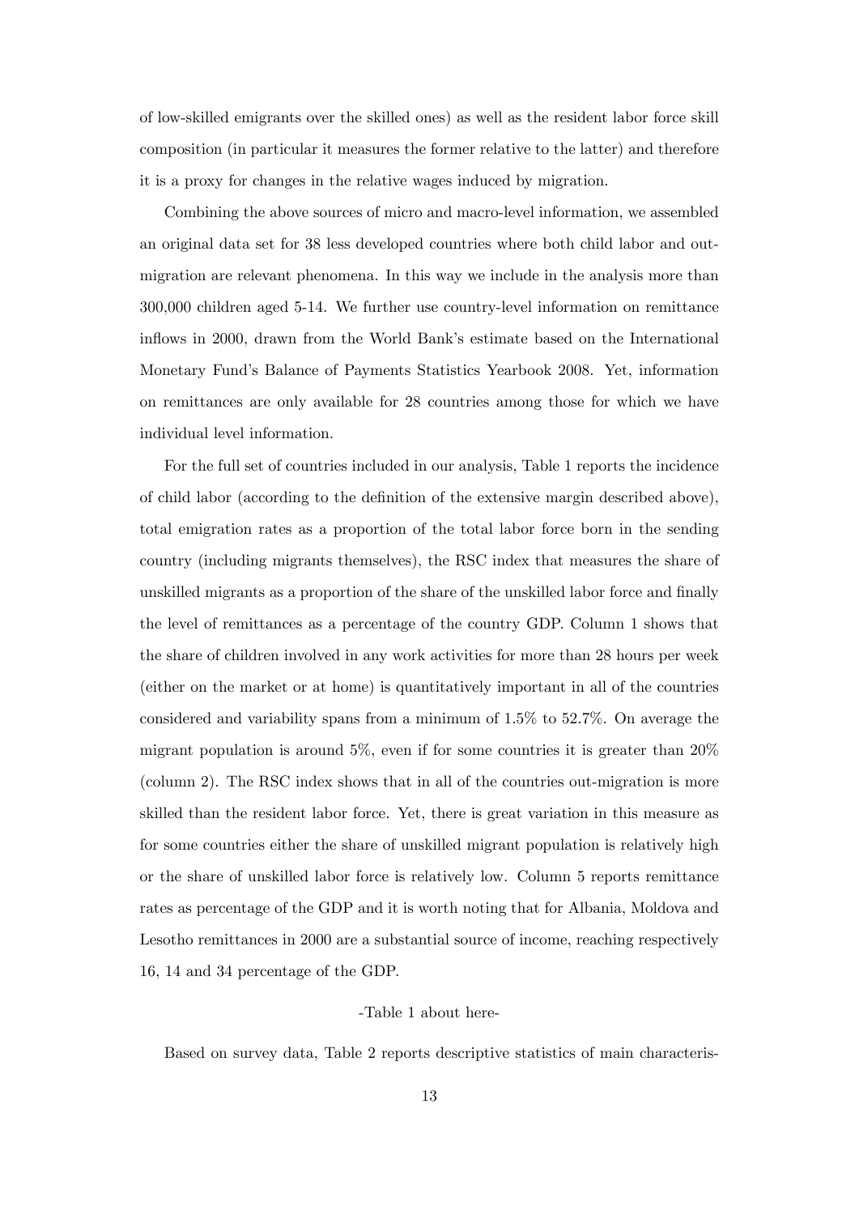of low-skilled emigrants over the skilled ones) as well as the resident labor force skill composition (in particular it measures the former relative to the latter) and therefore it is a proxy for changes in the relative wages induced by migration.

Combining the above sources of micro and macro-level information, we assembled an original data set for 38 less developed countries where both child labor and out-migration are relevant phenomena. In this way we include in the analysis more than 300,000 children aged 5-14. We further use country-level information on remittance inflows in 2000, drawn from the World Bank's estimate based on the International Monetary Fund's Balance of Payments Statistics Yearbook 2008. Yet, information on remittances are only available for 28 countries among those for which we have individual level information.

For the full set of countries included in our analysis, Table 1 reports the incidence of child labor (according to the definition of the extensive margin described above), total emigration rates as a proportion of the total labor force born in the sending country (including migrants themselves), the RSC index that measures the share of unskilled migrants as a proportion of the share of the unskilled labor force and finally the level of remittances as a percentage of the country GDP. Column 1 shows that the share of children involved in any work activities for more than 28 hours per week (either on the market or at home) is quantitatively important in all of the countries considered and variability spans from a minimum of 1.5% to 52.7%. On average the migrant population is around 5%, even if for some countries it is greater than 20% (column 2). The RSC index shows that in all of the countries out-migration is more skilled than the resident labor force. Yet, there is great variation in this measure as for some countries either the share of unskilled migrant population is relatively high or the share of unskilled labor force is relatively low. Column 5 reports remittance rates as percentage of the GDP and it is worth noting that for Albania, Moldova and Lesotho remittances in 2000 are a substantial source of income, reaching respectively 16, 14 and 34 percentage of the GDP.

-Table 1 about here-

Based on survey data, Table 2 reports descriptive statistics of main characteris-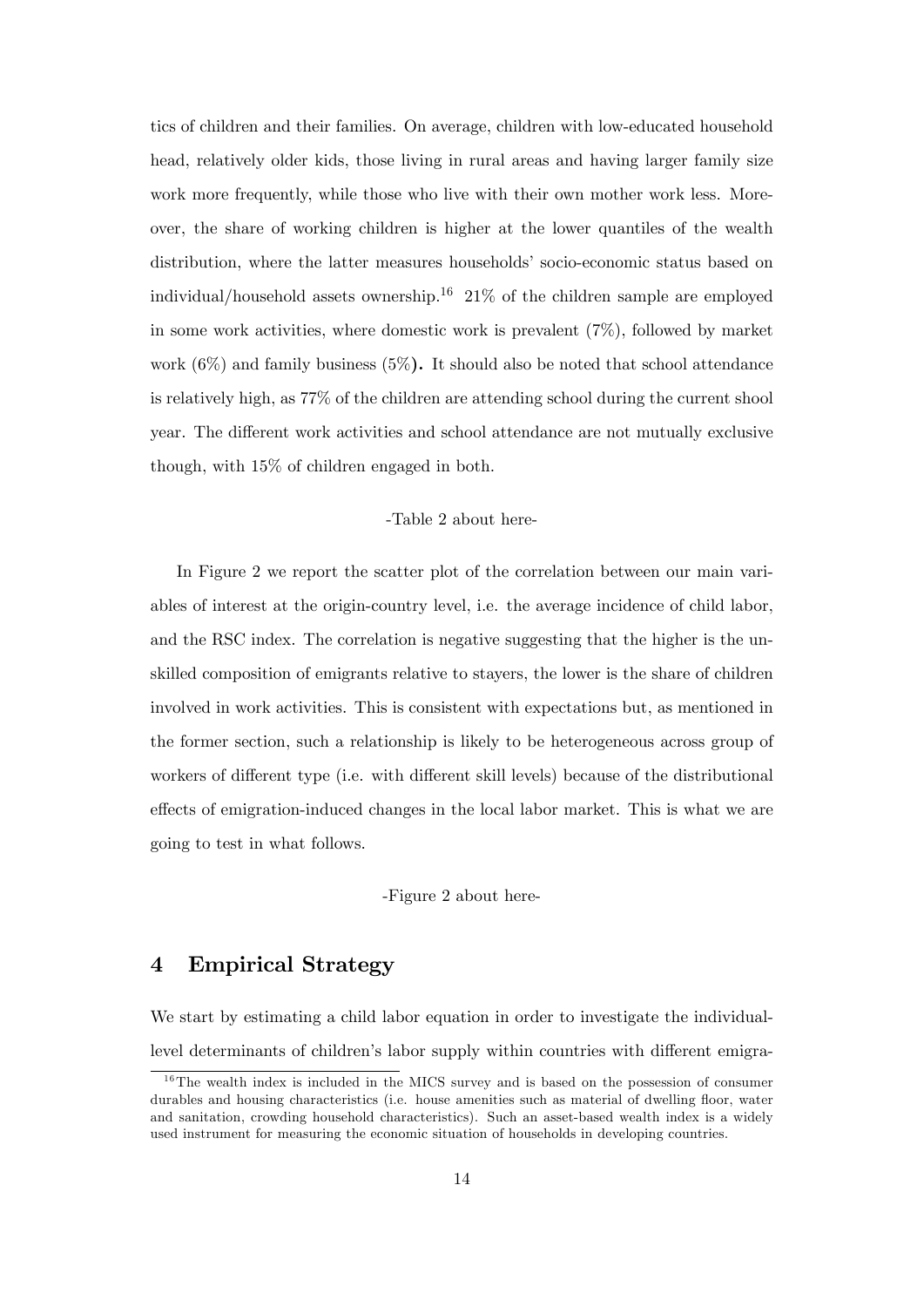tics of children and their families. On average, children with low-educated household head, relatively older kids, those living in rural areas and having larger family size work more frequently, while those who live with their own mother work less. Moreover, the share of working children is higher at the lower quantiles of the wealth distribution, where the latter measures households' socio-economic status based on individual/household assets ownership.[16] 21% of the children sample are employed in some work activities, where domestic work is prevalent (7%), followed by market work (6%) and family business (5%). It should also be noted that school attendance is relatively high, as 77% of the children are attending school during the current shool year. The different work activities and school attendance are not mutually exclusive though, with 15% of children engaged in both.

-Table 2 about here-

In Figure 2 we report the scatter plot of the correlation between our main variables of interest at the origin-country level, i.e. the average incidence of child labor, and the RSC index. The correlation is negative suggesting that the higher is the unskilled composition of emigrants relative to stayers, the lower is the share of children involved in work activities. This is consistent with expectations but, as mentioned in the former section, such a relationship is likely to be heterogeneous across group of workers of different type (i.e. with different skill levels) because of the distributional effects of emigration-induced changes in the local labor market. This is what we are going to test in what follows.

-Figure 2 about here-

# 4 Empirical Strategy

We start by estimating a child labor equation in order to investigate the individual-level determinants of children's labor supply within countries with different emigra-

[16] The wealth index is included in the MICS survey and is based on the possession of consumer durables and housing characteristics (i.e. house amenities such as material of dwelling floor, water and sanitation, crowding household characteristics). Such an asset-based wealth index is a widely used instrument for measuring the economic situation of households in developing countries.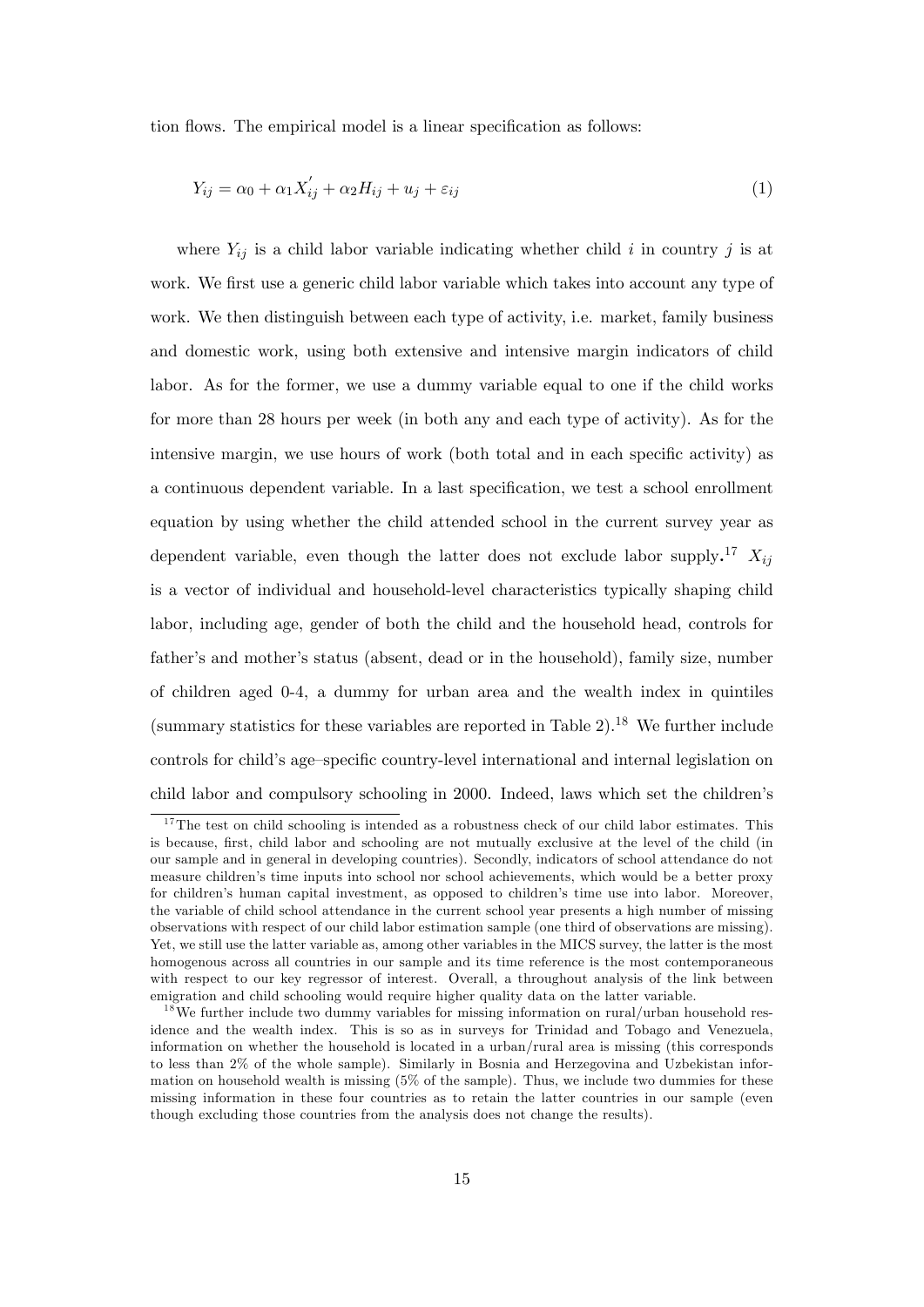tion flows. The empirical model is a linear specification as follows:

$$Y_{ij} = \alpha_0 + \alpha_1 X_{ij}^{'} + \alpha_2 H_{ij} + u_j + \varepsilon_{ij} \tag{1}$$

where $Y_{ij}$ is a child labor variable indicating whether child $i$ in country $j$ is at work. We first use a generic child labor variable which takes into account any type of work. We then distinguish between each type of activity, i.e. market, family business and domestic work, using both extensive and intensive margin indicators of child labor. As for the former, we use a dummy variable equal to one if the child works for more than 28 hours per week (in both any and each type of activity). As for the intensive margin, we use hours of work (both total and in each specific activity) as a continuous dependent variable. In a last specification, we test a school enrollment equation by using whether the child attended school in the current survey year as dependent variable, even though the latter does not exclude labor supply.[17] $X_{ij}$ is a vector of individual and household-level characteristics typically shaping child labor, including age, gender of both the child and the household head, controls for father's and mother's status (absent, dead or in the household), family size, number of children aged 0-4, a dummy for urban area and the wealth index in quintiles (summary statistics for these variables are reported in Table 2).[18] We further include controls for child's age–specific country-level international and internal legislation on child labor and compulsory schooling in 2000. Indeed, laws which set the children's

[17] The test on child schooling is intended as a robustness check of our child labor estimates. This is because, first, child labor and schooling are not mutually exclusive at the level of the child (in our sample and in general in developing countries). Secondly, indicators of school attendance do not measure children's time inputs into school nor school achievements, which would be a better proxy for children's human capital investment, as opposed to children's time use into labor. Moreover, the variable of child school attendance in the current school year presents a high number of missing observations with respect of our child labor estimation sample (one third of observations are missing). Yet, we still use the latter variable as, among other variables in the MICS survey, the latter is the most homogenous across all countries in our sample and its time reference is the most contemporaneous with respect to our key regressor of interest. Overall, a throughout analysis of the link between emigration and child schooling would require higher quality data on the latter variable.

[18] We further include two dummy variables for missing information on rural/urban household residence and the wealth index. This is so as in surveys for Trinidad and Tobago and Venezuela, information on whether the household is located in a urban/rural area is missing (this corresponds to less than 2% of the whole sample). Similarly in Bosnia and Herzegovina and Uzbekistan information on household wealth is missing (5% of the sample). Thus, we include two dummies for these missing information in these four countries as to retain the latter countries in our sample (even though excluding those countries from the analysis does not change the results).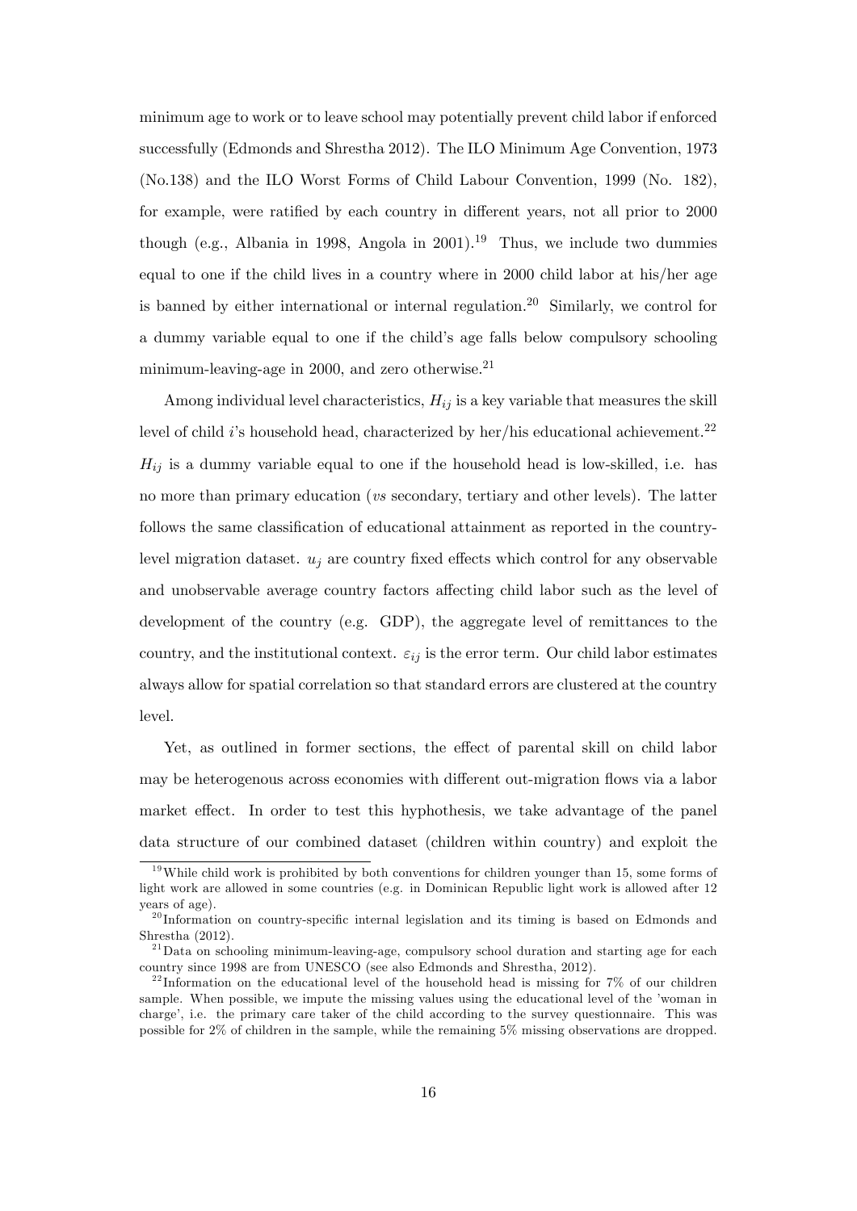minimum age to work or to leave school may potentially prevent child labor if enforced successfully (Edmonds and Shrestha 2012). The ILO Minimum Age Convention, 1973 (No.138) and the ILO Worst Forms of Child Labour Convention, 1999 (No. 182), for example, were ratified by each country in different years, not all prior to 2000 though (e.g., Albania in 1998, Angola in 2001).[19] Thus, we include two dummies equal to one if the child lives in a country where in 2000 child labor at his/her age is banned by either international or internal regulation.[20] Similarly, we control for a dummy variable equal to one if the child's age falls below compulsory schooling minimum-leaving-age in 2000, and zero otherwise.[21]

Among individual level characteristics, $H_{ij}$ is a key variable that measures the skill level of child $i$'s household head, characterized by her/his educational achievement.[22] $H_{ij}$ is a dummy variable equal to one if the household head is low-skilled, i.e. has no more than primary education (*vs* secondary, tertiary and other levels). The latter follows the same classification of educational attainment as reported in the country-level migration dataset. $u_j$ are country fixed effects which control for any observable and unobservable average country factors affecting child labor such as the level of development of the country (e.g. GDP), the aggregate level of remittances to the country, and the institutional context. $\varepsilon_{ij}$ is the error term. Our child labor estimates always allow for spatial correlation so that standard errors are clustered at the country level.

Yet, as outlined in former sections, the effect of parental skill on child labor may be heterogenous across economies with different out-migration flows via a labor market effect. In order to test this hyphothesis, we take advantage of the panel data structure of our combined dataset (children within country) and exploit the

[19] While child work is prohibited by both conventions for children younger than 15, some forms of light work are allowed in some countries (e.g. in Dominican Republic light work is allowed after 12 years of age).

[20] Information on country-specific internal legislation and its timing is based on Edmonds and Shrestha (2012).

[21] Data on schooling minimum-leaving-age, compulsory school duration and starting age for each country since 1998 are from UNESCO (see also Edmonds and Shrestha, 2012).

[22] Information on the educational level of the household head is missing for 7% of our children sample. When possible, we impute the missing values using the educational level of the 'woman in charge', i.e. the primary care taker of the child according to the survey questionnaire. This was possible for 2% of children in the sample, while the remaining 5% missing observations are dropped.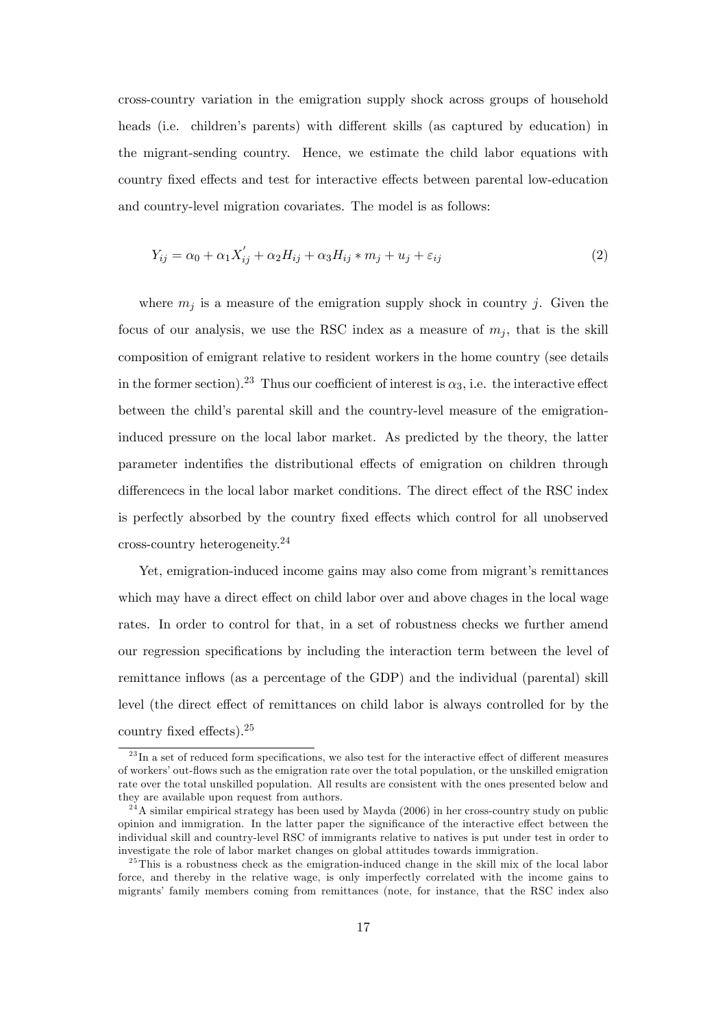cross-country variation in the emigration supply shock across groups of household heads (i.e. children's parents) with different skills (as captured by education) in the migrant-sending country. Hence, we estimate the child labor equations with country fixed effects and test for interactive effects between parental low-education and country-level migration covariates. The model is as follows:

$$Y_{ij} = \alpha_0 + \alpha_1 X_{ij}^{'} + \alpha_2 H_{ij} + \alpha_3 H_{ij} * m_j + u_j + \varepsilon_{ij} \tag{2}$$

where $m_j$ is a measure of the emigration supply shock in country $j$. Given the focus of our analysis, we use the RSC index as a measure of $m_j$, that is the skill composition of emigrant relative to resident workers in the home country (see details in the former section).[23] Thus our coefficient of interest is $\alpha_3$, i.e. the interactive effect between the child's parental skill and the country-level measure of the emigration-induced pressure on the local labor market. As predicted by the theory, the latter parameter indentifies the distributional effects of emigration on children through differencecs in the local labor market conditions. The direct effect of the RSC index is perfectly absorbed by the country fixed effects which control for all unobserved cross-country heterogeneity.[24]

Yet, emigration-induced income gains may also come from migrant's remittances which may have a direct effect on child labor over and above chages in the local wage rates. In order to control for that, in a set of robustness checks we further amend our regression specifications by including the interaction term between the level of remittance inflows (as a percentage of the GDP) and the individual (parental) skill level (the direct effect of remittances on child labor is always controlled for by the country fixed effects).[25]

---

[23] In a set of reduced form specifications, we also test for the interactive effect of different measures of workers' out-flows such as the emigration rate over the total population, or the unskilled emigration rate over the total unskilled population. All results are consistent with the ones presented below and they are available upon request from authors.

[24] A similar empirical strategy has been used by Mayda (2006) in her cross-country study on public opinion and immigration. In the latter paper the significance of the interactive effect between the individual skill and country-level RSC of immigrants relative to natives is put under test in order to investigate the role of labor market changes on global attitudes towards immigration.

[25] This is a robustness check as the emigration-induced change in the skill mix of the local labor force, and thereby in the relative wage, is only imperfectly correlated with the income gains to migrants' family members coming from remittances (note, for instance, that the RSC index also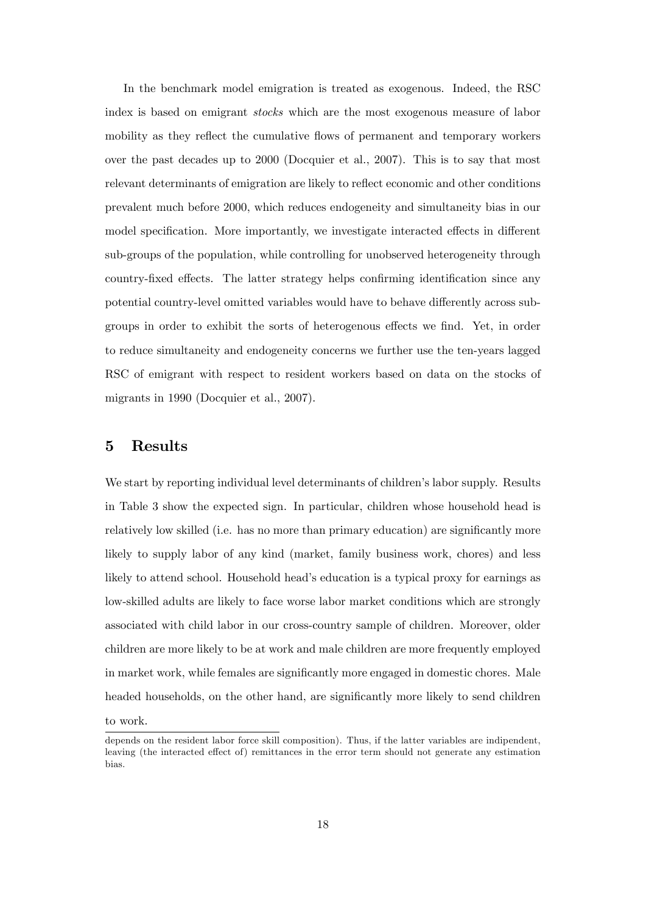In the benchmark model emigration is treated as exogenous. Indeed, the RSC index is based on emigrant *stocks* which are the most exogenous measure of labor mobility as they reflect the cumulative flows of permanent and temporary workers over the past decades up to 2000 (Docquier et al., 2007). This is to say that most relevant determinants of emigration are likely to reflect economic and other conditions prevalent much before 2000, which reduces endogeneity and simultaneity bias in our model specification. More importantly, we investigate interacted effects in different sub-groups of the population, while controlling for unobserved heterogeneity through country-fixed effects. The latter strategy helps confirming identification since any potential country-level omitted variables would have to behave differently across sub-groups in order to exhibit the sorts of heterogenous effects we find. Yet, in order to reduce simultaneity and endogeneity concerns we further use the ten-years lagged RSC of emigrant with respect to resident workers based on data on the stocks of migrants in 1990 (Docquier et al., 2007).

# 5 Results

We start by reporting individual level determinants of children's labor supply. Results in Table 3 show the expected sign. In particular, children whose household head is relatively low skilled (i.e. has no more than primary education) are significantly more likely to supply labor of any kind (market, family business work, chores) and less likely to attend school. Household head's education is a typical proxy for earnings as low-skilled adults are likely to face worse labor market conditions which are strongly associated with child labor in our cross-country sample of children. Moreover, older children are more likely to be at work and male children are more frequently employed in market work, while females are significantly more engaged in domestic chores. Male headed households, on the other hand, are significantly more likely to send children to work.

depends on the resident labor force skill composition). Thus, if the latter variables are indipendent, leaving (the interacted effect of) remittances in the error term should not generate any estimation bias.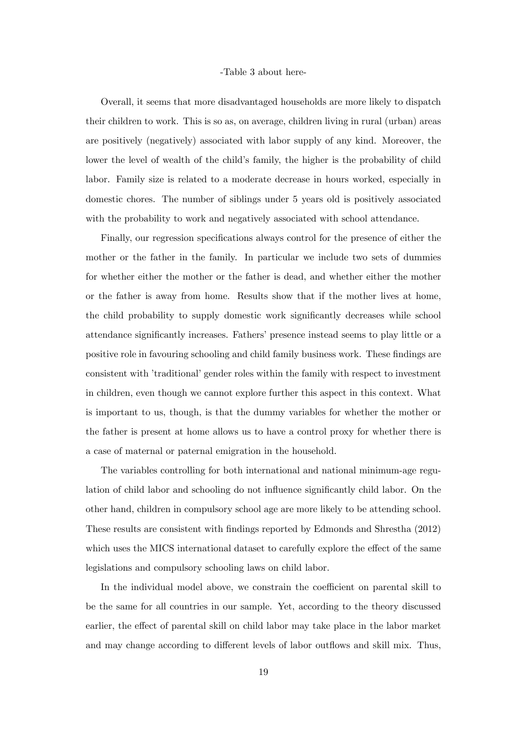-Table 3 about here-

Overall, it seems that more disadvantaged households are more likely to dispatch their children to work. This is so as, on average, children living in rural (urban) areas are positively (negatively) associated with labor supply of any kind. Moreover, the lower the level of wealth of the child's family, the higher is the probability of child labor. Family size is related to a moderate decrease in hours worked, especially in domestic chores. The number of siblings under 5 years old is positively associated with the probability to work and negatively associated with school attendance.

Finally, our regression specifications always control for the presence of either the mother or the father in the family. In particular we include two sets of dummies for whether either the mother or the father is dead, and whether either the mother or the father is away from home. Results show that if the mother lives at home, the child probability to supply domestic work significantly decreases while school attendance significantly increases. Fathers' presence instead seems to play little or a positive role in favouring schooling and child family business work. These findings are consistent with 'traditional' gender roles within the family with respect to investment in children, even though we cannot explore further this aspect in this context. What is important to us, though, is that the dummy variables for whether the mother or the father is present at home allows us to have a control proxy for whether there is a case of maternal or paternal emigration in the household.

The variables controlling for both international and national minimum-age regulation of child labor and schooling do not influence significantly child labor. On the other hand, children in compulsory school age are more likely to be attending school. These results are consistent with findings reported by Edmonds and Shrestha (2012) which uses the MICS international dataset to carefully explore the effect of the same legislations and compulsory schooling laws on child labor.

In the individual model above, we constrain the coefficient on parental skill to be the same for all countries in our sample. Yet, according to the theory discussed earlier, the effect of parental skill on child labor may take place in the labor market and may change according to different levels of labor outflows and skill mix. Thus,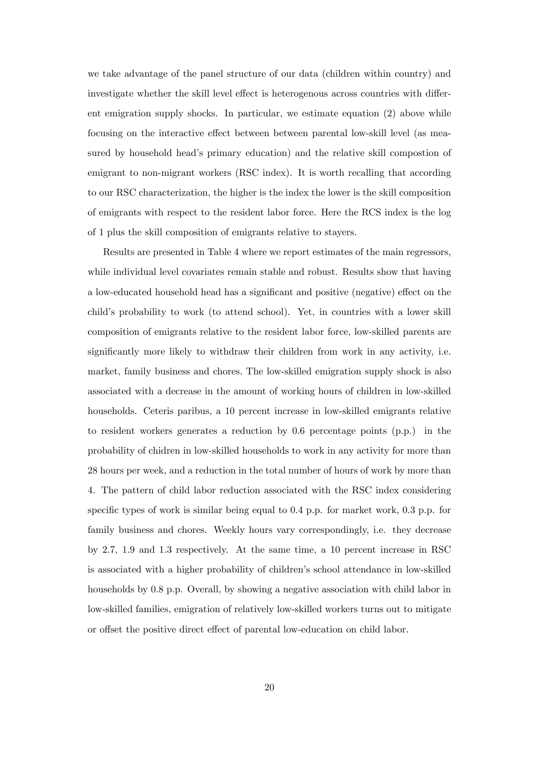we take advantage of the panel structure of our data (children within country) and investigate whether the skill level effect is heterogenous across countries with different emigration supply shocks. In particular, we estimate equation (2) above while focusing on the interactive effect between between parental low-skill level (as measured by household head's primary education) and the relative skill compostion of emigrant to non-migrant workers (RSC index). It is worth recalling that according to our RSC characterization, the higher is the index the lower is the skill composition of emigrants with respect to the resident labor force. Here the RCS index is the log of 1 plus the skill composition of emigrants relative to stayers.

Results are presented in Table 4 where we report estimates of the main regressors, while individual level covariates remain stable and robust. Results show that having a low-educated household head has a significant and positive (negative) effect on the child's probability to work (to attend school). Yet, in countries with a lower skill composition of emigrants relative to the resident labor force, low-skilled parents are significantly more likely to withdraw their children from work in any activity, i.e. market, family business and chores. The low-skilled emigration supply shock is also associated with a decrease in the amount of working hours of children in low-skilled households. Ceteris paribus, a 10 percent increase in low-skilled emigrants relative to resident workers generates a reduction by 0.6 percentage points (p.p.) in the probability of chidren in low-skilled households to work in any activity for more than 28 hours per week, and a reduction in the total number of hours of work by more than 4. The pattern of child labor reduction associated with the RSC index considering specific types of work is similar being equal to 0.4 p.p. for market work, 0.3 p.p. for family business and chores. Weekly hours vary correspondingly, i.e. they decrease by 2.7, 1.9 and 1.3 respectively. At the same time, a 10 percent increase in RSC is associated with a higher probability of children's school attendance in low-skilled households by 0.8 p.p. Overall, by showing a negative association with child labor in low-skilled families, emigration of relatively low-skilled workers turns out to mitigate or offset the positive direct effect of parental low-education on child labor.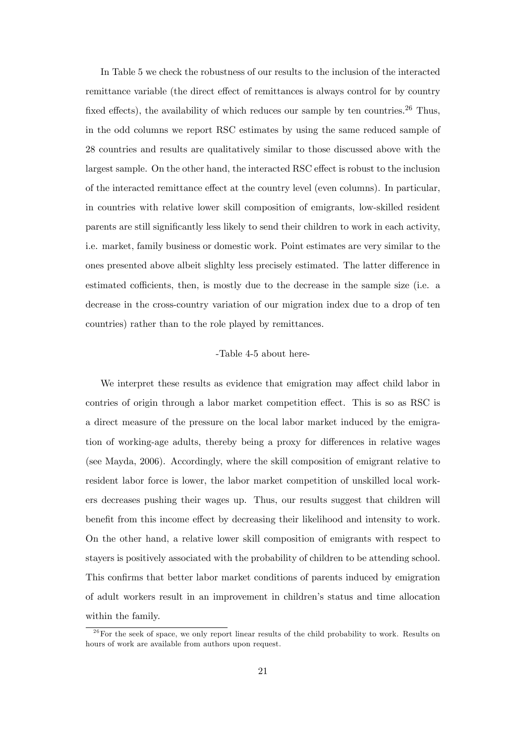In Table 5 we check the robustness of our results to the inclusion of the interacted remittance variable (the direct effect of remittances is always control for by country fixed effects), the availability of which reduces our sample by ten countries.[26] Thus, in the odd columns we report RSC estimates by using the same reduced sample of 28 countries and results are qualitatively similar to those discussed above with the largest sample. On the other hand, the interacted RSC effect is robust to the inclusion of the interacted remittance effect at the country level (even columns). In particular, in countries with relative lower skill composition of emigrants, low-skilled resident parents are still significantly less likely to send their children to work in each activity, i.e. market, family business or domestic work. Point estimates are very similar to the ones presented above albeit slighlty less precisely estimated. The latter difference in estimated cofficients, then, is mostly due to the decrease in the sample size (i.e. a decrease in the cross-country variation of our migration index due to a drop of ten countries) rather than to the role played by remittances.

-Table 4-5 about here-

We interpret these results as evidence that emigration may affect child labor in contries of origin through a labor market competition effect. This is so as RSC is a direct measure of the pressure on the local labor market induced by the emigration of working-age adults, thereby being a proxy for differences in relative wages (see Mayda, 2006). Accordingly, where the skill composition of emigrant relative to resident labor force is lower, the labor market competition of unskilled local workers decreases pushing their wages up. Thus, our results suggest that children will benefit from this income effect by decreasing their likelihood and intensity to work. On the other hand, a relative lower skill composition of emigrants with respect to stayers is positively associated with the probability of children to be attending school. This confirms that better labor market conditions of parents induced by emigration of adult workers result in an improvement in children's status and time allocation within the family.

[26] For the seek of space, we only report linear results of the child probability to work. Results on hours of work are available from authors upon request.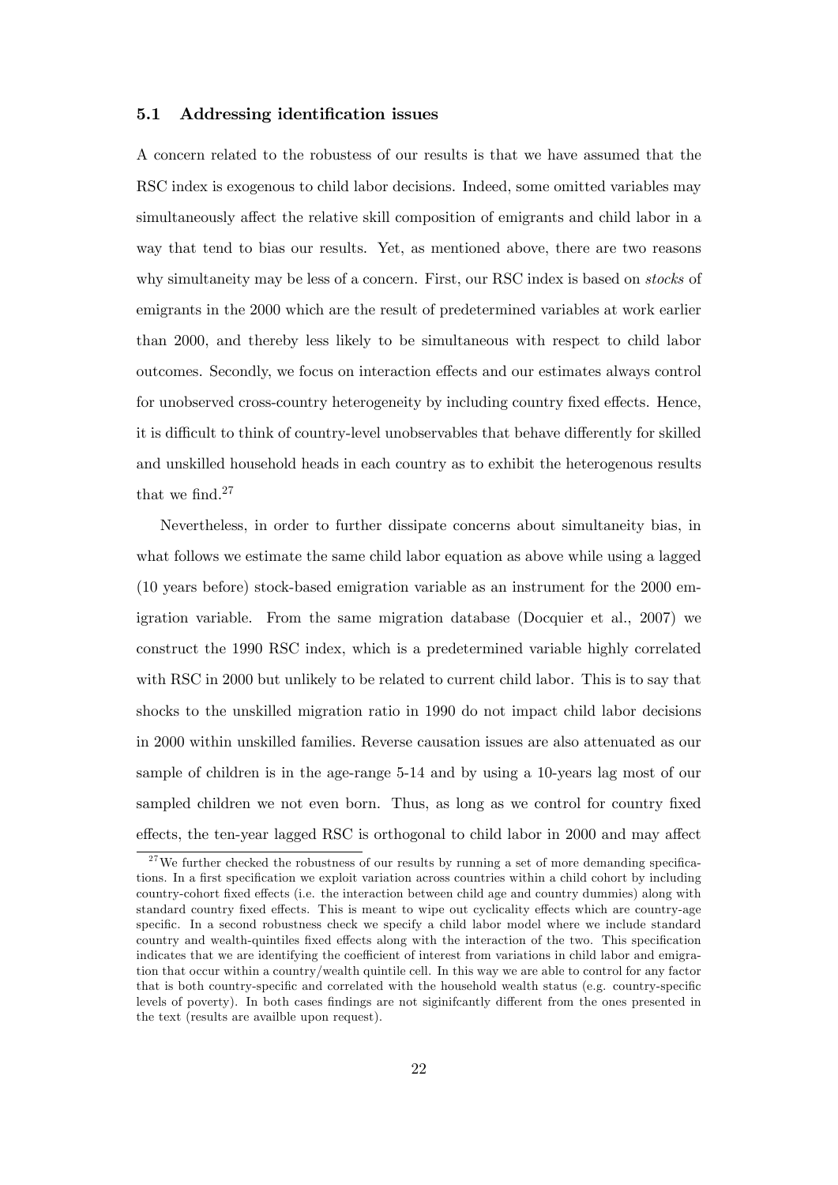### 5.1 Addressing identification issues

A concern related to the robustess of our results is that we have assumed that the RSC index is exogenous to child labor decisions. Indeed, some omitted variables may simultaneously affect the relative skill composition of emigrants and child labor in a way that tend to bias our results. Yet, as mentioned above, there are two reasons why simultaneity may be less of a concern. First, our RSC index is based on *stocks* of emigrants in the 2000 which are the result of predetermined variables at work earlier than 2000, and thereby less likely to be simultaneous with respect to child labor outcomes. Secondly, we focus on interaction effects and our estimates always control for unobserved cross-country heterogeneity by including country fixed effects. Hence, it is difficult to think of country-level unobservables that behave differently for skilled and unskilled household heads in each country as to exhibit the heterogenous results that we find.[27]

Nevertheless, in order to further dissipate concerns about simultaneity bias, in what follows we estimate the same child labor equation as above while using a lagged (10 years before) stock-based emigration variable as an instrument for the 2000 emigration variable. From the same migration database (Docquier et al., 2007) we construct the 1990 RSC index, which is a predetermined variable highly correlated with RSC in 2000 but unlikely to be related to current child labor. This is to say that shocks to the unskilled migration ratio in 1990 do not impact child labor decisions in 2000 within unskilled families. Reverse causation issues are also attenuated as our sample of children is in the age-range 5-14 and by using a 10-years lag most of our sampled children we not even born. Thus, as long as we control for country fixed effects, the ten-year lagged RSC is orthogonal to child labor in 2000 and may affect

[27] We further checked the robustness of our results by running a set of more demanding specifications. In a first specification we exploit variation across countries within a child cohort by including country-cohort fixed effects (i.e. the interaction between child age and country dummies) along with standard country fixed effects. This is meant to wipe out cyclicality effects which are country-age specific. In a second robustness check we specify a child labor model where we include standard country and wealth-quintiles fixed effects along with the interaction of the two. This specification indicates that we are identifying the coefficient of interest from variations in child labor and emigration that occur within a country/wealth quintile cell. In this way we are able to control for any factor that is both country-specific and correlated with the household wealth status (e.g. country-specific levels of poverty). In both cases findings are not siginifcantly different from the ones presented in the text (results are availble upon request).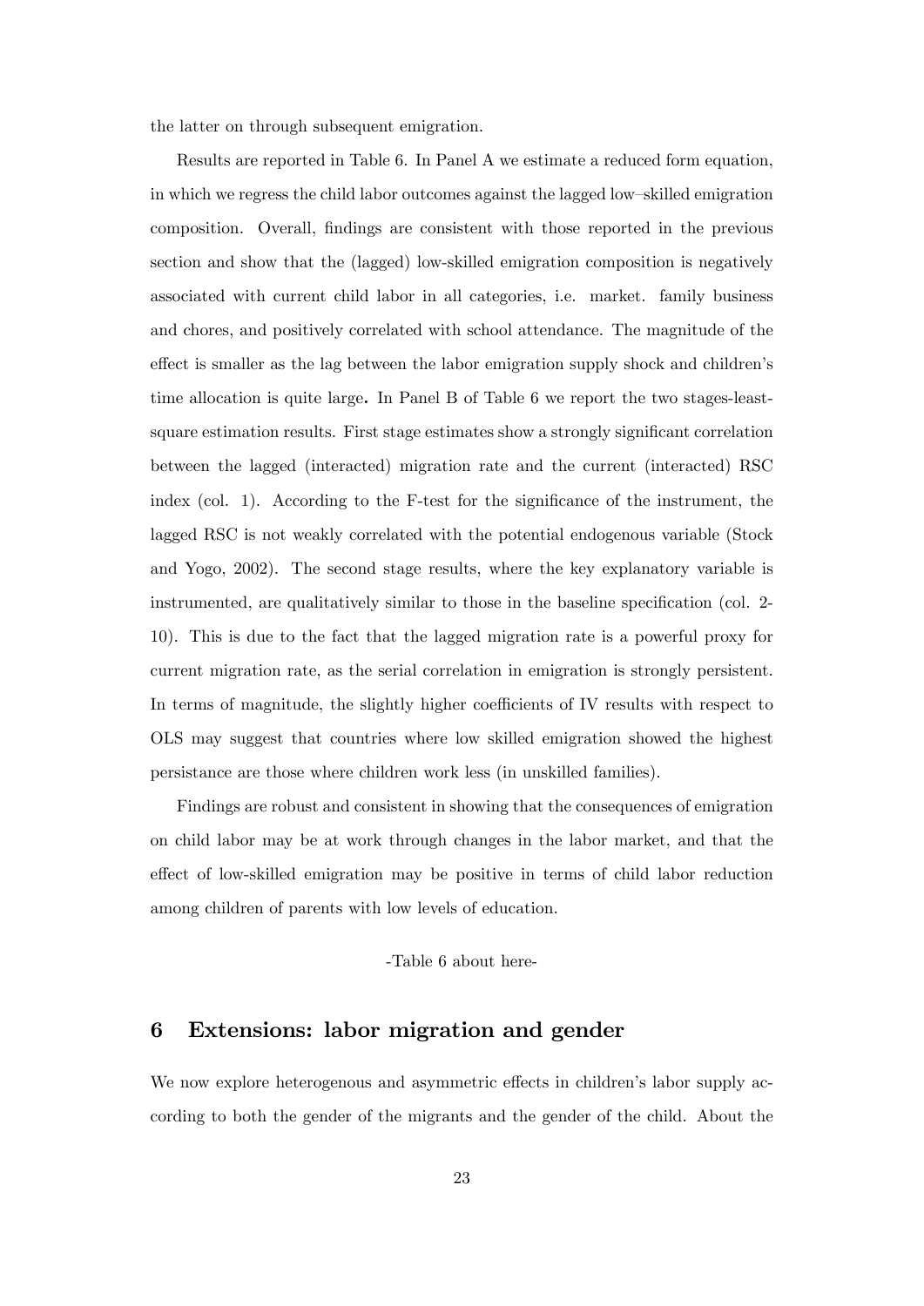the latter on through subsequent emigration.

Results are reported in Table 6. In Panel A we estimate a reduced form equation, in which we regress the child labor outcomes against the lagged low–skilled emigration composition. Overall, findings are consistent with those reported in the previous section and show that the (lagged) low-skilled emigration composition is negatively associated with current child labor in all categories, i.e. market. family business and chores, and positively correlated with school attendance. The magnitude of the effect is smaller as the lag between the labor emigration supply shock and children's time allocation is quite large**.** In Panel B of Table 6 we report the two stages-least-square estimation results. First stage estimates show a strongly significant correlation between the lagged (interacted) migration rate and the current (interacted) RSC index (col. 1). According to the F-test for the significance of the instrument, the lagged RSC is not weakly correlated with the potential endogenous variable (Stock and Yogo, 2002). The second stage results, where the key explanatory variable is instrumented, are qualitatively similar to those in the baseline specification (col. 2-10). This is due to the fact that the lagged migration rate is a powerful proxy for current migration rate, as the serial correlation in emigration is strongly persistent. In terms of magnitude, the slightly higher coefficients of IV results with respect to OLS may suggest that countries where low skilled emigration showed the highest persistance are those where children work less (in unskilled families).

Findings are robust and consistent in showing that the consequences of emigration on child labor may be at work through changes in the labor market, and that the effect of low-skilled emigration may be positive in terms of child labor reduction among children of parents with low levels of education.

-Table 6 about here-

## 6 Extensions: labor migration and gender

We now explore heterogenous and asymmetric effects in children's labor supply according to both the gender of the migrants and the gender of the child. About the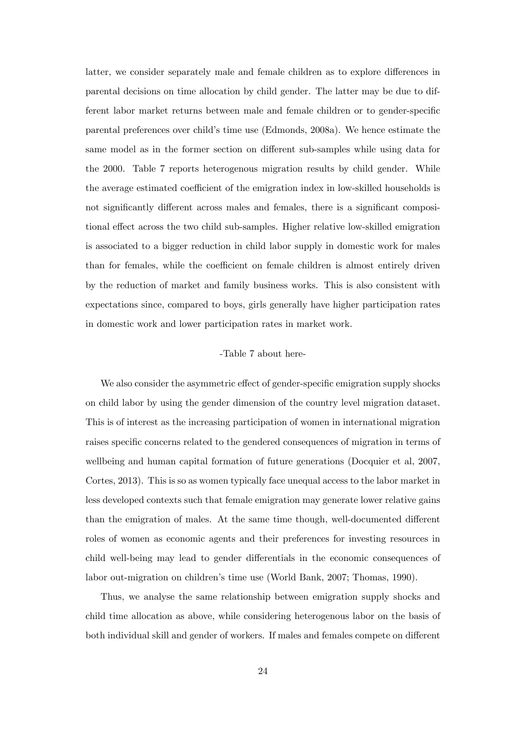latter, we consider separately male and female children as to explore differences in parental decisions on time allocation by child gender. The latter may be due to different labor market returns between male and female children or to gender-specific parental preferences over child's time use (Edmonds, 2008a). We hence estimate the same model as in the former section on different sub-samples while using data for the 2000. Table 7 reports heterogenous migration results by child gender. While the average estimated coefficient of the emigration index in low-skilled households is not significantly different across males and females, there is a significant compositional effect across the two child sub-samples. Higher relative low-skilled emigration is associated to a bigger reduction in child labor supply in domestic work for males than for females, while the coefficient on female children is almost entirely driven by the reduction of market and family business works. This is also consistent with expectations since, compared to boys, girls generally have higher participation rates in domestic work and lower participation rates in market work.

-Table 7 about here-

We also consider the asymmetric effect of gender-specific emigration supply shocks on child labor by using the gender dimension of the country level migration dataset. This is of interest as the increasing participation of women in international migration raises specific concerns related to the gendered consequences of migration in terms of wellbeing and human capital formation of future generations (Docquier et al, 2007, Cortes, 2013). This is so as women typically face unequal access to the labor market in less developed contexts such that female emigration may generate lower relative gains than the emigration of males. At the same time though, well-documented different roles of women as economic agents and their preferences for investing resources in child well-being may lead to gender differentials in the economic consequences of labor out-migration on children's time use (World Bank, 2007; Thomas, 1990).

Thus, we analyse the same relationship between emigration supply shocks and child time allocation as above, while considering heterogenous labor on the basis of both individual skill and gender of workers. If males and females compete on different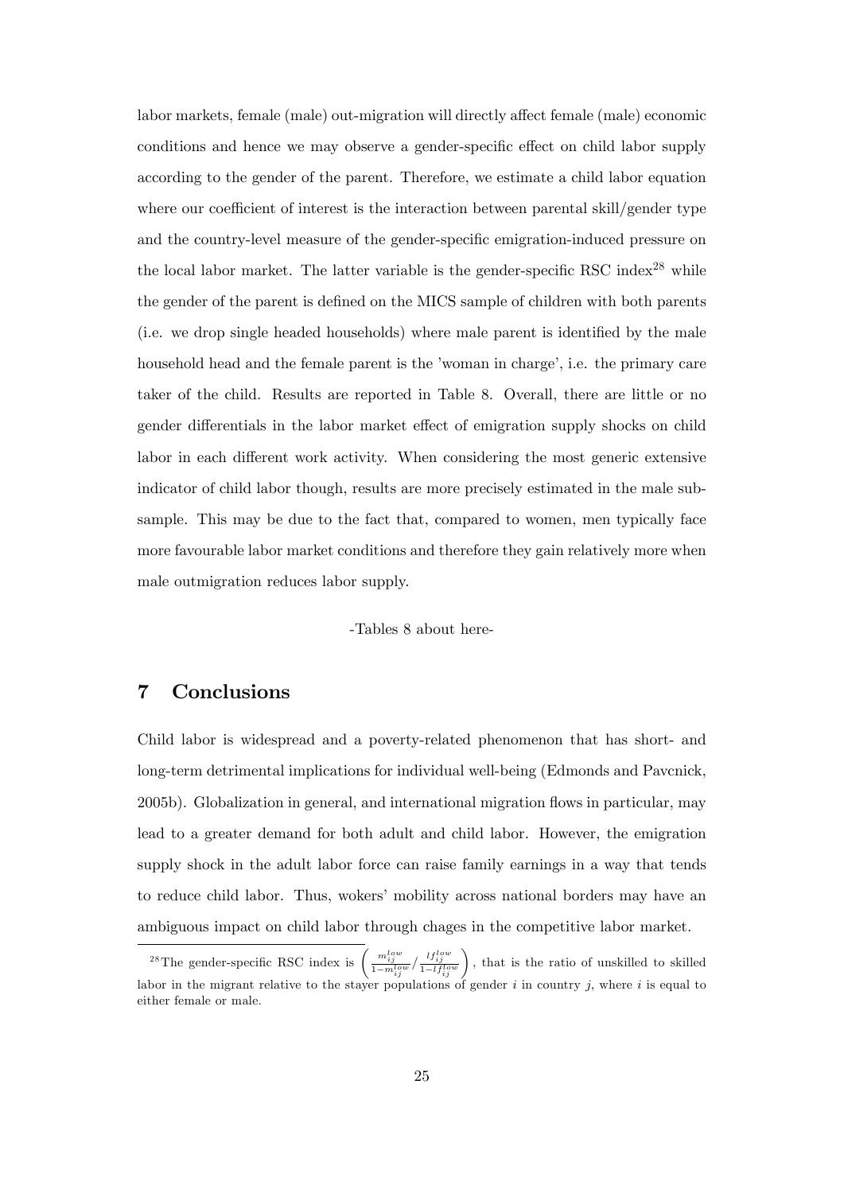labor markets, female (male) out-migration will directly affect female (male) economic conditions and hence we may observe a gender-specific effect on child labor supply according to the gender of the parent. Therefore, we estimate a child labor equation where our coefficient of interest is the interaction between parental skill/gender type and the country-level measure of the gender-specific emigration-induced pressure on the local labor market. The latter variable is the gender-specific RSC index[28] while the gender of the parent is defined on the MICS sample of children with both parents (i.e. we drop single headed households) where male parent is identified by the male household head and the female parent is the 'woman in charge', i.e. the primary care taker of the child. Results are reported in Table 8. Overall, there are little or no gender differentials in the labor market effect of emigration supply shocks on child labor in each different work activity. When considering the most generic extensive indicator of child labor though, results are more precisely estimated in the male sub-sample. This may be due to the fact that, compared to women, men typically face more favourable labor market conditions and therefore they gain relatively more when male outmigration reduces labor supply.

-Tables 8 about here-

# 7 Conclusions

Child labor is widespread and a poverty-related phenomenon that has short- and long-term detrimental implications for individual well-being (Edmonds and Pavcnick, 2005b). Globalization in general, and international migration flows in particular, may lead to a greater demand for both adult and child labor. However, the emigration supply shock in the adult labor force can raise family earnings in a way that tends to reduce child labor. Thus, wokers' mobility across national borders may have an ambiguous impact on child labor through chages in the competitive labor market.

[28]The gender-specific RSC index is $\left(\frac{m_{ij}^{low}}{1-m_{ij}^{low}}/\frac{lf_{ij}^{low}}{1-lf_{ij}^{low}}\right)$, that is the ratio of unskilled to skilled labor in the migrant relative to the stayer populations of gender $i$ in country $j$, where $i$ is equal to either female or male.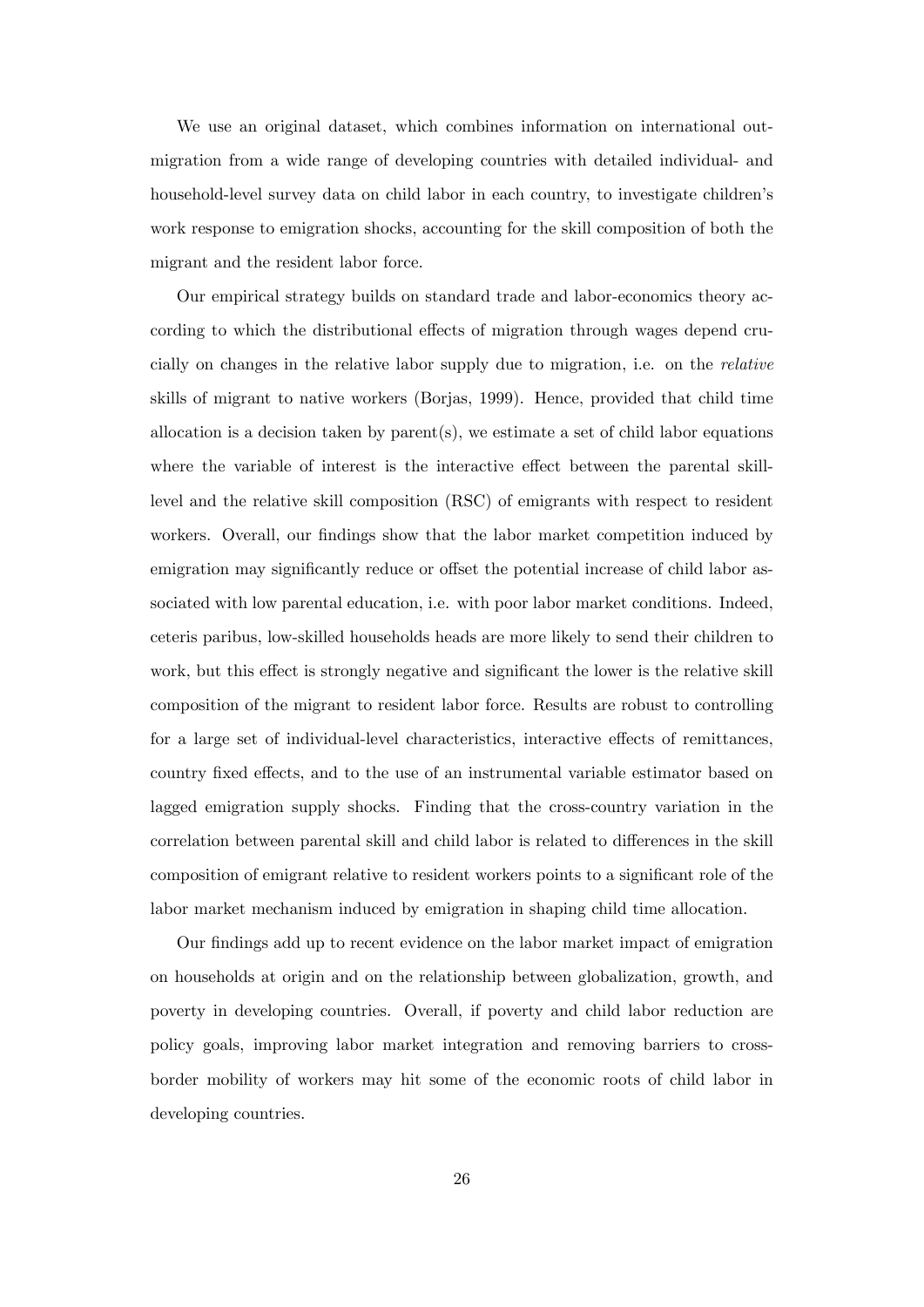We use an original dataset, which combines information on international out-migration from a wide range of developing countries with detailed individual- and household-level survey data on child labor in each country, to investigate children's work response to emigration shocks, accounting for the skill composition of both the migrant and the resident labor force.

Our empirical strategy builds on standard trade and labor-economics theory according to which the distributional effects of migration through wages depend crucially on changes in the relative labor supply due to migration, i.e. on the *relative* skills of migrant to native workers (Borjas, 1999). Hence, provided that child time allocation is a decision taken by parent(s), we estimate a set of child labor equations where the variable of interest is the interactive effect between the parental skill-level and the relative skill composition (RSC) of emigrants with respect to resident workers. Overall, our findings show that the labor market competition induced by emigration may significantly reduce or offset the potential increase of child labor associated with low parental education, i.e. with poor labor market conditions. Indeed, ceteris paribus, low-skilled households heads are more likely to send their children to work, but this effect is strongly negative and significant the lower is the relative skill composition of the migrant to resident labor force. Results are robust to controlling for a large set of individual-level characteristics, interactive effects of remittances, country fixed effects, and to the use of an instrumental variable estimator based on lagged emigration supply shocks. Finding that the cross-country variation in the correlation between parental skill and child labor is related to differences in the skill composition of emigrant relative to resident workers points to a significant role of the labor market mechanism induced by emigration in shaping child time allocation.

Our findings add up to recent evidence on the labor market impact of emigration on households at origin and on the relationship between globalization, growth, and poverty in developing countries. Overall, if poverty and child labor reduction are policy goals, improving labor market integration and removing barriers to cross-border mobility of workers may hit some of the economic roots of child labor in developing countries.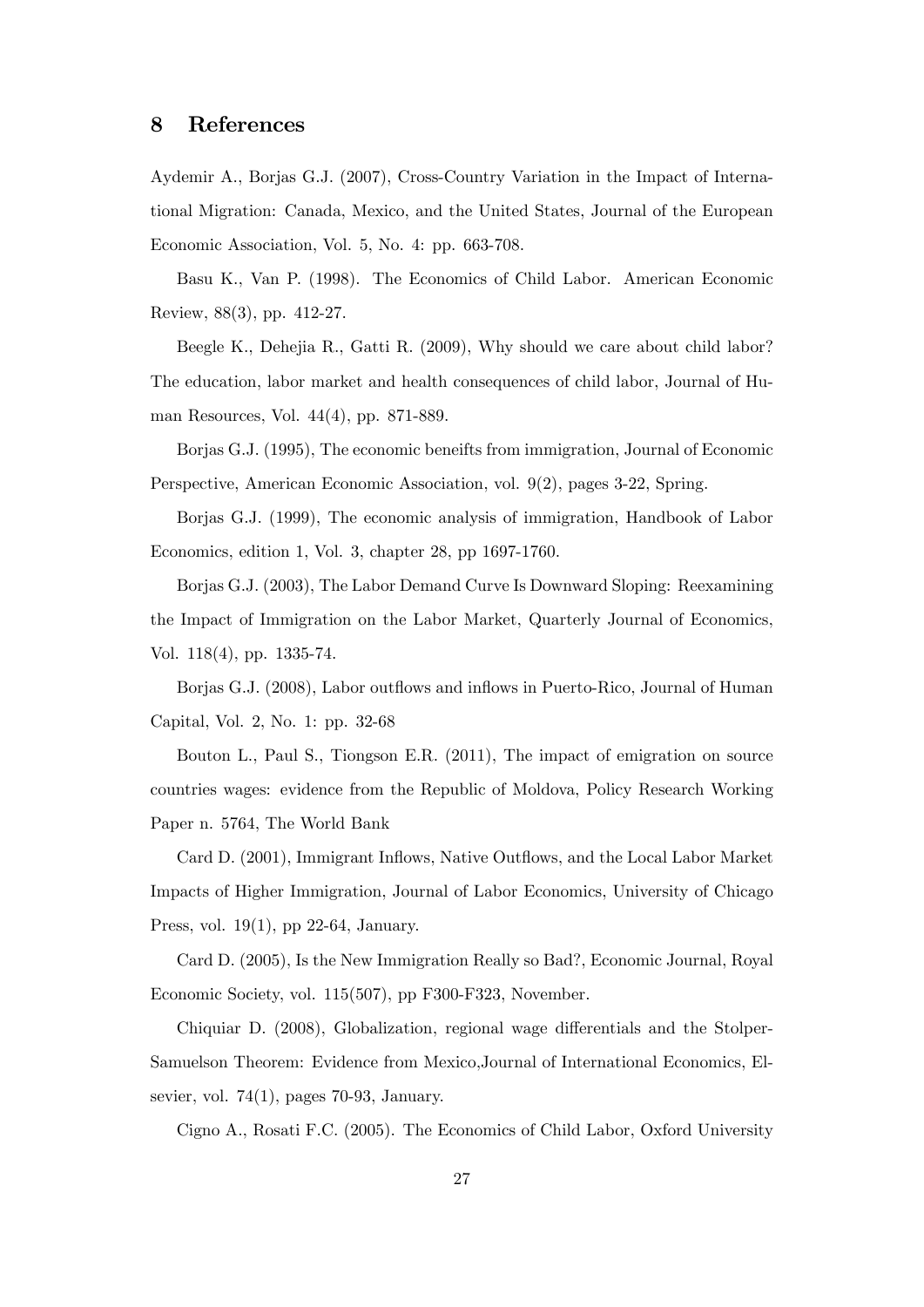## 8 References

Aydemir A., Borjas G.J. (2007), Cross-Country Variation in the Impact of International Migration: Canada, Mexico, and the United States, Journal of the European Economic Association, Vol. 5, No. 4: pp. 663-708.

Basu K., Van P. (1998). The Economics of Child Labor. American Economic Review, 88(3), pp. 412-27.

Beegle K., Dehejia R., Gatti R. (2009), Why should we care about child labor? The education, labor market and health consequences of child labor, Journal of Human Resources, Vol. 44(4), pp. 871-889.

Borjas G.J. (1995), The economic beneifts from immigration, Journal of Economic Perspective, American Economic Association, vol. 9(2), pages 3-22, Spring.

Borjas G.J. (1999), The economic analysis of immigration, Handbook of Labor Economics, edition 1, Vol. 3, chapter 28, pp 1697-1760.

Borjas G.J. (2003), The Labor Demand Curve Is Downward Sloping: Reexamining the Impact of Immigration on the Labor Market, Quarterly Journal of Economics, Vol. 118(4), pp. 1335-74.

Borjas G.J. (2008), Labor outflows and inflows in Puerto-Rico, Journal of Human Capital, Vol. 2, No. 1: pp. 32-68

Bouton L., Paul S., Tiongson E.R. (2011), The impact of emigration on source countries wages: evidence from the Republic of Moldova, Policy Research Working Paper n. 5764, The World Bank

Card D. (2001), Immigrant Inflows, Native Outflows, and the Local Labor Market Impacts of Higher Immigration, Journal of Labor Economics, University of Chicago Press, vol. 19(1), pp 22-64, January.

Card D. (2005), Is the New Immigration Really so Bad?, Economic Journal, Royal Economic Society, vol. 115(507), pp F300-F323, November.

Chiquiar D. (2008), Globalization, regional wage differentials and the Stolper-Samuelson Theorem: Evidence from Mexico,Journal of International Economics, Elsevier, vol. 74(1), pages 70-93, January.

Cigno A., Rosati F.C. (2005). The Economics of Child Labor, Oxford University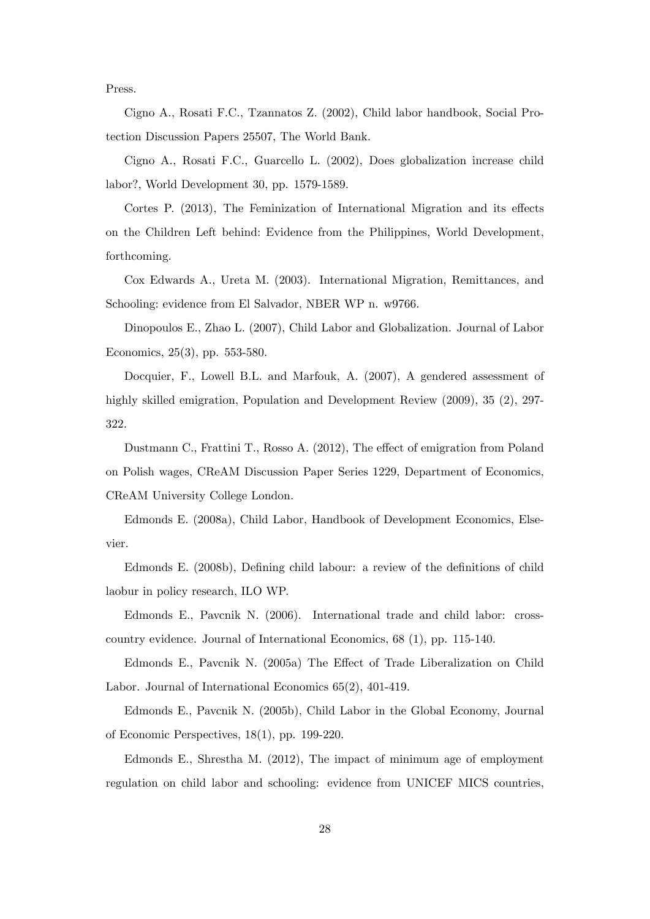Press.

Cigno A., Rosati F.C., Tzannatos Z. (2002), Child labor handbook, Social Protection Discussion Papers 25507, The World Bank.

Cigno A., Rosati F.C., Guarcello L. (2002), Does globalization increase child labor?, World Development 30, pp. 1579-1589.

Cortes P. (2013), The Feminization of International Migration and its effects on the Children Left behind: Evidence from the Philippines, World Development, forthcoming.

Cox Edwards A., Ureta M. (2003). International Migration, Remittances, and Schooling: evidence from El Salvador, NBER WP n. w9766.

Dinopoulos E., Zhao L. (2007), Child Labor and Globalization. Journal of Labor Economics, 25(3), pp. 553-580.

Docquier, F., Lowell B.L. and Marfouk, A. (2007), A gendered assessment of highly skilled emigration, Population and Development Review (2009), 35 (2), 297-322.

Dustmann C., Frattini T., Rosso A. (2012), The effect of emigration from Poland on Polish wages, CReAM Discussion Paper Series 1229, Department of Economics, CReAM University College London.

Edmonds E. (2008a), Child Labor, Handbook of Development Economics, Elsevier.

Edmonds E. (2008b), Defining child labour: a review of the definitions of child laobur in policy research, ILO WP.

Edmonds E., Pavcnik N. (2006). International trade and child labor: cross-country evidence. Journal of International Economics, 68 (1), pp. 115-140.

Edmonds E., Pavcnik N. (2005a) The Effect of Trade Liberalization on Child Labor. Journal of International Economics 65(2), 401-419.

Edmonds E., Pavcnik N. (2005b), Child Labor in the Global Economy, Journal of Economic Perspectives, 18(1), pp. 199-220.

Edmonds E., Shrestha M. (2012), The impact of minimum age of employment regulation on child labor and schooling: evidence from UNICEF MICS countries,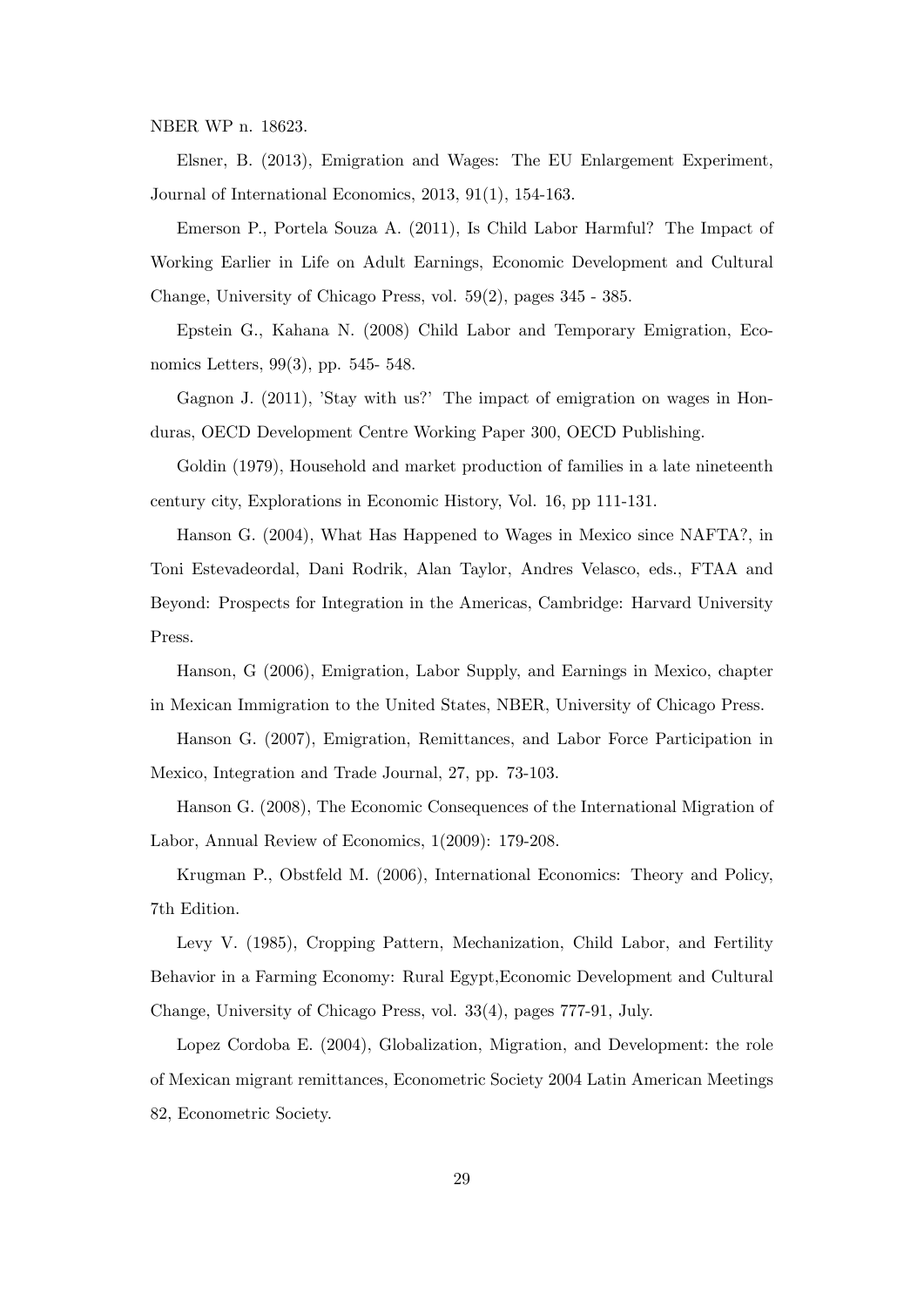NBER WP n. 18623.

Elsner, B. (2013), Emigration and Wages: The EU Enlargement Experiment, Journal of International Economics, 2013, 91(1), 154-163.

Emerson P., Portela Souza A. (2011), Is Child Labor Harmful? The Impact of Working Earlier in Life on Adult Earnings, Economic Development and Cultural Change, University of Chicago Press, vol. 59(2), pages 345 - 385.

Epstein G., Kahana N. (2008) Child Labor and Temporary Emigration, Economics Letters, 99(3), pp. 545- 548.

Gagnon J. (2011), 'Stay with us?' The impact of emigration on wages in Honduras, OECD Development Centre Working Paper 300, OECD Publishing.

Goldin (1979), Household and market production of families in a late nineteenth century city, Explorations in Economic History, Vol. 16, pp 111-131.

Hanson G. (2004), What Has Happened to Wages in Mexico since NAFTA?, in Toni Estevadeordal, Dani Rodrik, Alan Taylor, Andres Velasco, eds., FTAA and Beyond: Prospects for Integration in the Americas, Cambridge: Harvard University Press.

Hanson, G (2006), Emigration, Labor Supply, and Earnings in Mexico, chapter in Mexican Immigration to the United States, NBER, University of Chicago Press.

Hanson G. (2007), Emigration, Remittances, and Labor Force Participation in Mexico, Integration and Trade Journal, 27, pp. 73-103.

Hanson G. (2008), The Economic Consequences of the International Migration of Labor, Annual Review of Economics, 1(2009): 179-208.

Krugman P., Obstfeld M. (2006), International Economics: Theory and Policy, 7th Edition.

Levy V. (1985), Cropping Pattern, Mechanization, Child Labor, and Fertility Behavior in a Farming Economy: Rural Egypt,Economic Development and Cultural Change, University of Chicago Press, vol. 33(4), pages 777-91, July.

Lopez Cordoba E. (2004), Globalization, Migration, and Development: the role of Mexican migrant remittances, Econometric Society 2004 Latin American Meetings 82, Econometric Society.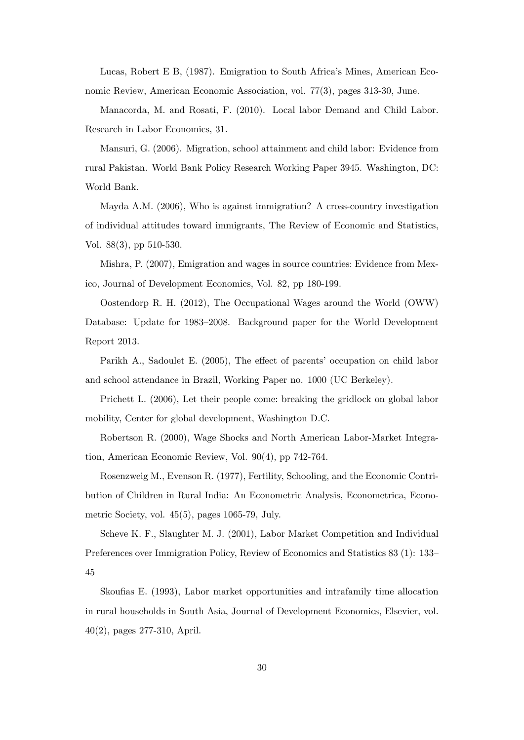Lucas, Robert E B, (1987). Emigration to South Africa's Mines, American Economic Review, American Economic Association, vol. 77(3), pages 313-30, June.

Manacorda, M. and Rosati, F. (2010). Local labor Demand and Child Labor. Research in Labor Economics, 31.

Mansuri, G. (2006). Migration, school attainment and child labor: Evidence from rural Pakistan. World Bank Policy Research Working Paper 3945. Washington, DC: World Bank.

Mayda A.M. (2006), Who is against immigration? A cross-country investigation of individual attitudes toward immigrants, The Review of Economic and Statistics, Vol. 88(3), pp 510-530.

Mishra, P. (2007), Emigration and wages in source countries: Evidence from Mexico, Journal of Development Economics, Vol. 82, pp 180-199.

Oostendorp R. H. (2012), The Occupational Wages around the World (OWW) Database: Update for 1983–2008. Background paper for the World Development Report 2013.

Parikh A., Sadoulet E. (2005), The effect of parents' occupation on child labor and school attendance in Brazil, Working Paper no. 1000 (UC Berkeley).

Prichett L. (2006), Let their people come: breaking the gridlock on global labor mobility, Center for global development, Washington D.C.

Robertson R. (2000), Wage Shocks and North American Labor-Market Integration, American Economic Review, Vol. 90(4), pp 742-764.

Rosenzweig M., Evenson R. (1977), Fertility, Schooling, and the Economic Contribution of Children in Rural India: An Econometric Analysis, Econometrica, Econometric Society, vol. 45(5), pages 1065-79, July.

Scheve K. F., Slaughter M. J. (2001), Labor Market Competition and Individual Preferences over Immigration Policy, Review of Economics and Statistics 83 (1): 133–45

Skoufias E. (1993), Labor market opportunities and intrafamily time allocation in rural households in South Asia, Journal of Development Economics, Elsevier, vol. 40(2), pages 277-310, April.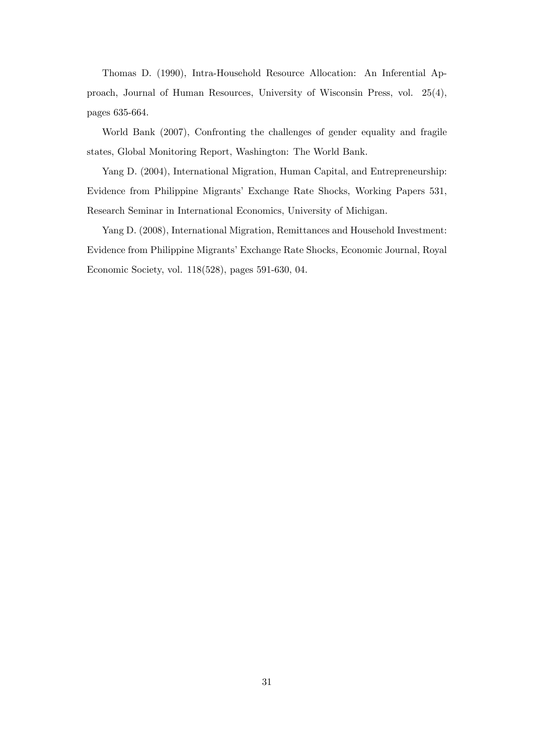Thomas D. (1990), Intra-Household Resource Allocation: An Inferential Approach, Journal of Human Resources, University of Wisconsin Press, vol. 25(4), pages 635-664.

World Bank (2007), Confronting the challenges of gender equality and fragile states, Global Monitoring Report, Washington: The World Bank.

Yang D. (2004), International Migration, Human Capital, and Entrepreneurship: Evidence from Philippine Migrants' Exchange Rate Shocks, Working Papers 531, Research Seminar in International Economics, University of Michigan.

Yang D. (2008), International Migration, Remittances and Household Investment: Evidence from Philippine Migrants' Exchange Rate Shocks, Economic Journal, Royal Economic Society, vol. 118(528), pages 591-630, 04.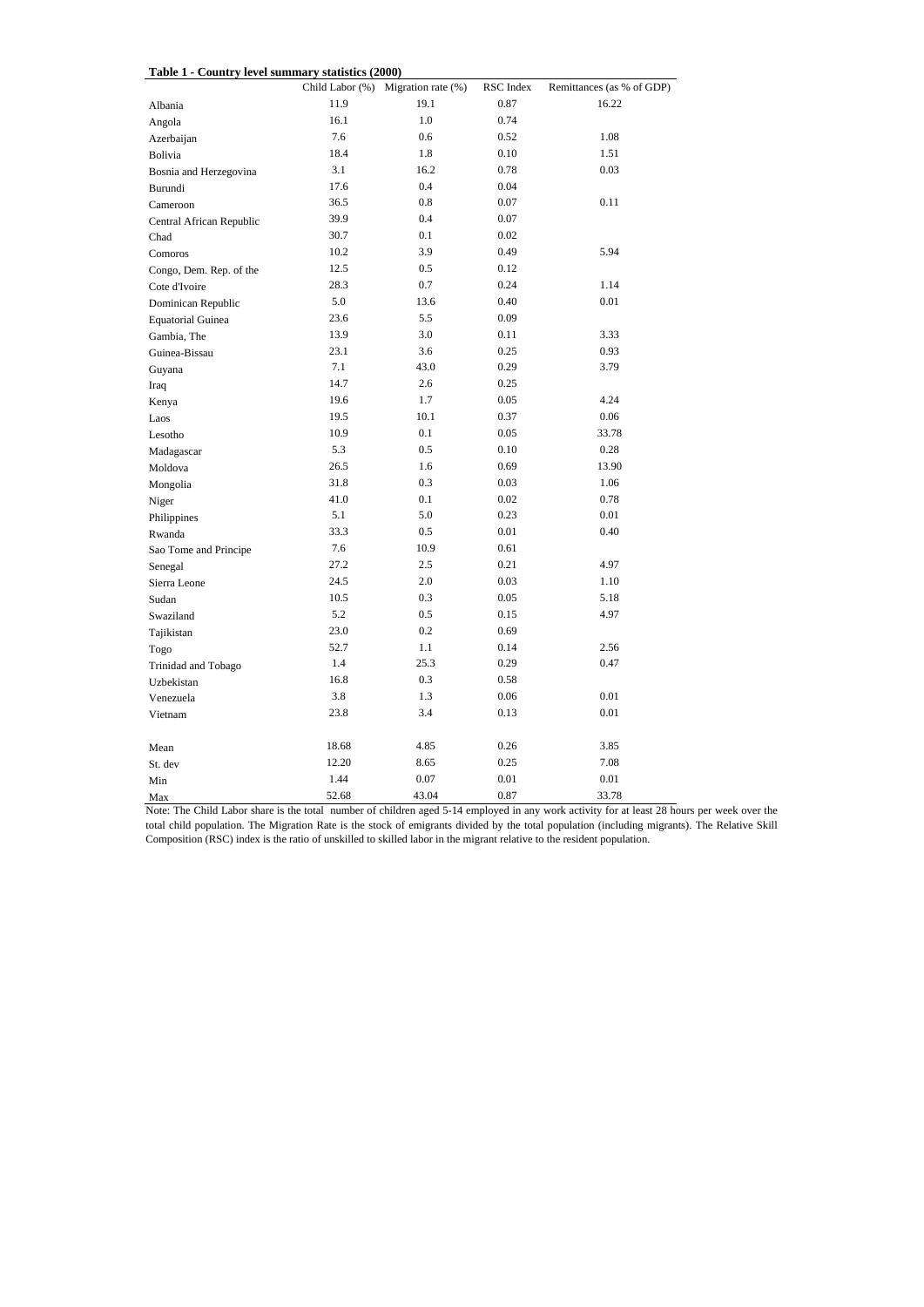**Table 1 - Country level summary statistics (2000)**

| | Child Labor (%) | Migration rate (%) | RSC Index | Remittances (as % of GDP) |
|---|---|---|---|---|
| Albania | 11.9 | 19.1 | 0.87 | 16.22 |
| Angola | 16.1 | 1.0 | 0.74 | |
| Azerbaijan | 7.6 | 0.6 | 0.52 | 1.08 |
| Bolivia | 18.4 | 1.8 | 0.10 | 1.51 |
| Bosnia and Herzegovina | 3.1 | 16.2 | 0.78 | 0.03 |
| Burundi | 17.6 | 0.4 | 0.04 | |
| Cameroon | 36.5 | 0.8 | 0.07 | 0.11 |
| Central African Republic | 39.9 | 0.4 | 0.07 | |
| Chad | 30.7 | 0.1 | 0.02 | |
| Comoros | 10.2 | 3.9 | 0.49 | 5.94 |
| Congo, Dem. Rep. of the | 12.5 | 0.5 | 0.12 | |
| Cote d'Ivoire | 28.3 | 0.7 | 0.24 | 1.14 |
| Dominican Republic | 5.0 | 13.6 | 0.40 | 0.01 |
| Equatorial Guinea | 23.6 | 5.5 | 0.09 | |
| Gambia, The | 13.9 | 3.0 | 0.11 | 3.33 |
| Guinea-Bissau | 23.1 | 3.6 | 0.25 | 0.93 |
| Guyana | 7.1 | 43.0 | 0.29 | 3.79 |
| Iraq | 14.7 | 2.6 | 0.25 | |
| Kenya | 19.6 | 1.7 | 0.05 | 4.24 |
| Laos | 19.5 | 10.1 | 0.37 | 0.06 |
| Lesotho | 10.9 | 0.1 | 0.05 | 33.78 |
| Madagascar | 5.3 | 0.5 | 0.10 | 0.28 |
| Moldova | 26.5 | 1.6 | 0.69 | 13.90 |
| Mongolia | 31.8 | 0.3 | 0.03 | 1.06 |
| Niger | 41.0 | 0.1 | 0.02 | 0.78 |
| Philippines | 5.1 | 5.0 | 0.23 | 0.01 |
| Rwanda | 33.3 | 0.5 | 0.01 | 0.40 |
| Sao Tome and Principe | 7.6 | 10.9 | 0.61 | |
| Senegal | 27.2 | 2.5 | 0.21 | 4.97 |
| Sierra Leone | 24.5 | 2.0 | 0.03 | 1.10 |
| Sudan | 10.5 | 0.3 | 0.05 | 5.18 |
| Swaziland | 5.2 | 0.5 | 0.15 | 4.97 |
| Tajikistan | 23.0 | 0.2 | 0.69 | |
| Togo | 52.7 | 1.1 | 0.14 | 2.56 |
| Trinidad and Tobago | 1.4 | 25.3 | 0.29 | 0.47 |
| Uzbekistan | 16.8 | 0.3 | 0.58 | |
| Venezuela | 3.8 | 1.3 | 0.06 | 0.01 |
| Vietnam | 23.8 | 3.4 | 0.13 | 0.01 |
| | | | | |
| Mean | 18.68 | 4.85 | 0.26 | 3.85 |
| St. dev | 12.20 | 8.65 | 0.25 | 7.08 |
| Min | 1.44 | 0.07 | 0.01 | 0.01 |
| Max | 52.68 | 43.04 | 0.87 | 33.78 |

Note: The Child Labor share is the total number of children aged 5-14 employed in any work activity for at least 28 hours per week over the total child population. The Migration Rate is the stock of emigrants divided by the total population (including migrants). The Relative Skill Composition (RSC) index is the ratio of unskilled to skilled labor in the migrant relative to the resident population.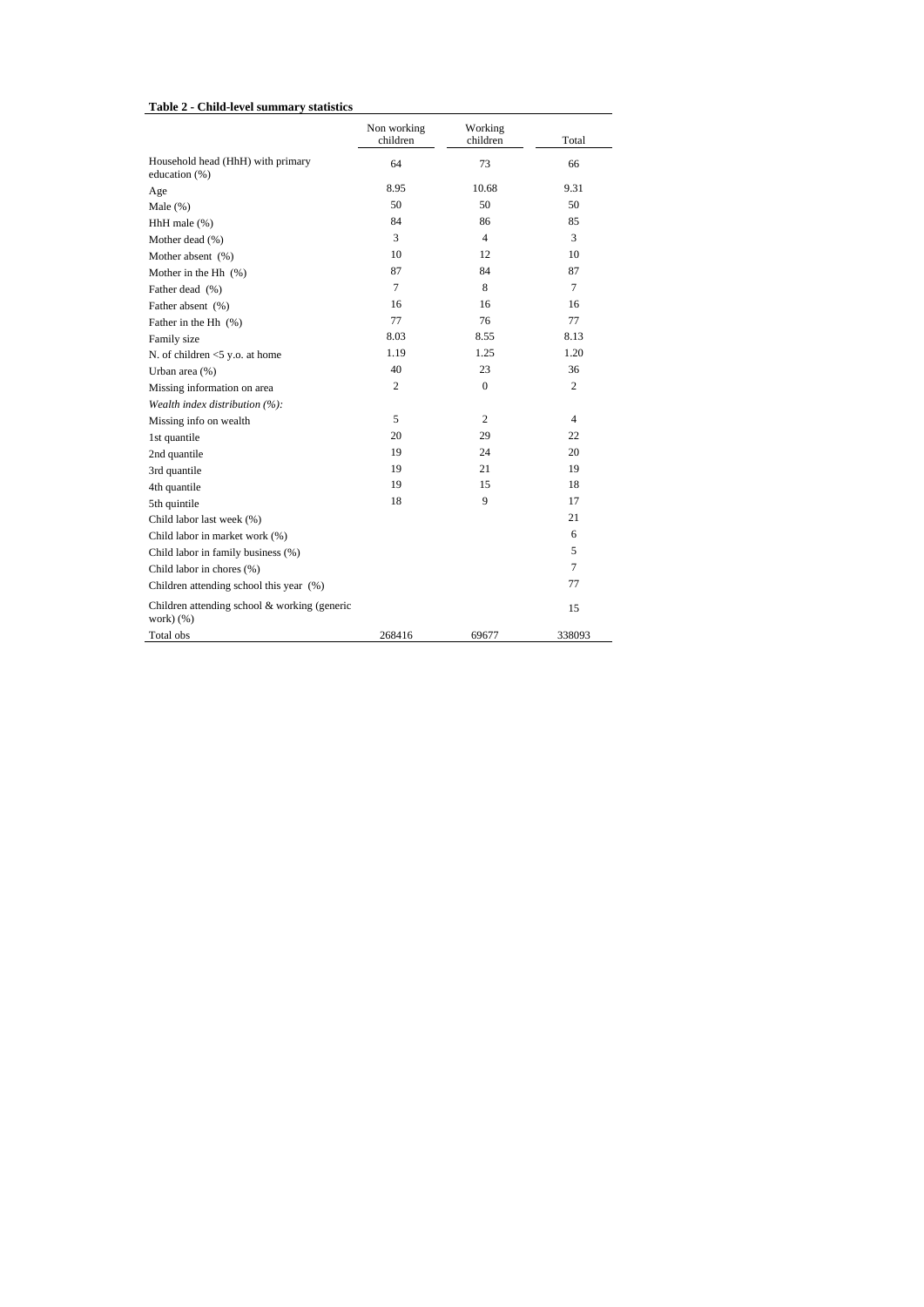**Table 2 - Child-level summary statistics**

| | Non working children | Working children | Total |
|---|---|---|---|
| Household head (HhH) with primary education (%) | 64 | 73 | 66 |
| Age | 8.95 | 10.68 | 9.31 |
| Male (%) | 50 | 50 | 50 |
| HhH male (%) | 84 | 86 | 85 |
| Mother dead (%) | 3 | 4 | 3 |
| Mother absent (%) | 10 | 12 | 10 |
| Mother in the Hh (%) | 87 | 84 | 87 |
| Father dead (%) | 7 | 8 | 7 |
| Father absent (%) | 16 | 16 | 16 |
| Father in the Hh (%) | 77 | 76 | 77 |
| Family size | 8.03 | 8.55 | 8.13 |
| N. of children <5 y.o. at home | 1.19 | 1.25 | 1.20 |
| Urban area (%) | 40 | 23 | 36 |
| Missing information on area | 2 | 0 | 2 |
| *Wealth index distribution (%):* | | | |
| Missing info on wealth | 5 | 2 | 4 |
| 1st quantile | 20 | 29 | 22 |
| 2nd quantile | 19 | 24 | 20 |
| 3rd quantile | 19 | 21 | 19 |
| 4th quantile | 19 | 15 | 18 |
| 5th quintile | 18 | 9 | 17 |
| Child labor last week (%) | | | 21 |
| Child labor in market work (%) | | | 6 |
| Child labor in family business (%) | | | 5 |
| Child labor in chores (%) | | | 7 |
| Children attending school this year (%) | | | 77 |
| Children attending school & working (generic work) (%) | | | 15 |
| Total obs | 268416 | 69677 | 338093 |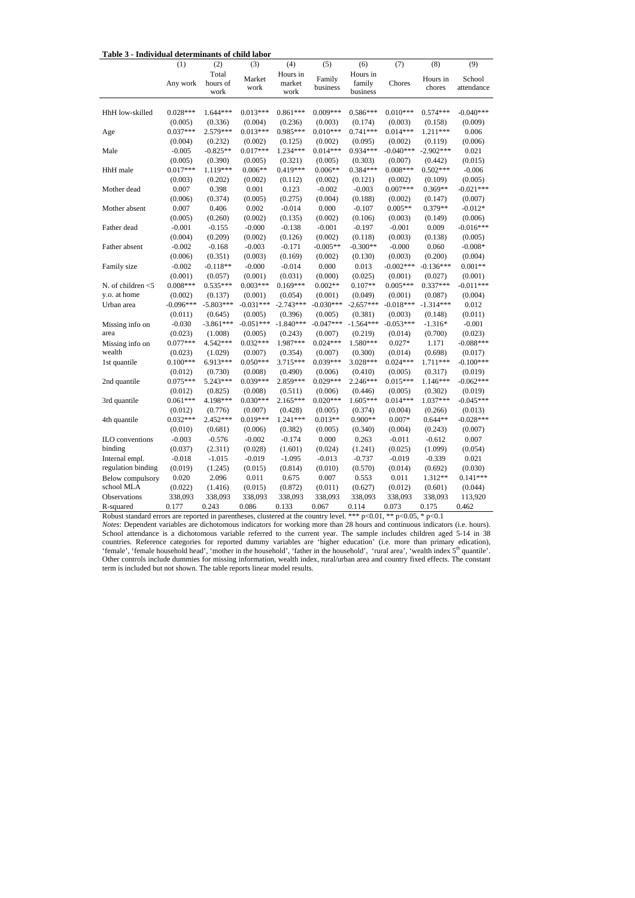**Table 3 - Individual determinants of child labor**

| | (1) | (2) | (3) | (4) | (5) | (6) | (7) | (8) | (9) |
|---|---|---|---|---|---|---|---|---|---|
| | Any work | Total hours of work | Market work | Hours in market work | Family business | Hours in family business | Chores | Hours in chores | School attendance |
| HhH low-skilled | 0.028*** | 1.644*** | 0.013*** | 0.861*** | 0.009*** | 0.586*** | 0.010*** | 0.574*** | -0.040*** |
| | (0.005) | (0.336) | (0.004) | (0.236) | (0.003) | (0.174) | (0.003) | (0.158) | (0.009) |
| Age | 0.037*** | 2.579*** | 0.013*** | 0.985*** | 0.010*** | 0.741*** | 0.014*** | 1.211*** | 0.006 |
| | (0.004) | (0.232) | (0.002) | (0.125) | (0.002) | (0.095) | (0.002) | (0.119) | (0.006) |
| Male | -0.005 | -0.825** | 0.017*** | 1.234*** | 0.014*** | 0.934*** | -0.040*** | -2.902*** | 0.021 |
| | (0.005) | (0.390) | (0.005) | (0.321) | (0.005) | (0.303) | (0.007) | (0.442) | (0.015) |
| HhH male | 0.017*** | 1.119*** | 0.006** | 0.419*** | 0.006** | 0.384*** | 0.008*** | 0.502*** | -0.006 |
| | (0.003) | (0.202) | (0.002) | (0.112) | (0.002) | (0.121) | (0.002) | (0.109) | (0.005) |
| Mother dead | 0.007 | 0.398 | 0.001 | 0.123 | -0.002 | -0.003 | 0.007*** | 0.369** | -0.021*** |
| | (0.006) | (0.374) | (0.005) | (0.275) | (0.004) | (0.188) | (0.002) | (0.147) | (0.007) |
| Mother absent | 0.007 | 0.406 | 0.002 | -0.014 | 0.000 | -0.107 | 0.005** | 0.379** | -0.012* |
| | (0.005) | (0.260) | (0.002) | (0.135) | (0.002) | (0.106) | (0.003) | (0.149) | (0.006) |
| Father dead | -0.001 | -0.155 | -0.000 | -0.138 | -0.001 | -0.197 | -0.001 | 0.009 | -0.016*** |
| | (0.004) | (0.209) | (0.002) | (0.126) | (0.002) | (0.118) | (0.003) | (0.138) | (0.005) |
| Father absent | -0.002 | -0.168 | -0.003 | -0.171 | -0.005** | -0.300** | -0.000 | 0.060 | -0.008* |
| | (0.006) | (0.351) | (0.003) | (0.169) | (0.002) | (0.130) | (0.003) | (0.200) | (0.004) |
| Family size | -0.002 | -0.118** | -0.000 | -0.014 | 0.000 | 0.013 | -0.002*** | -0.136*** | 0.001** |
| | (0.001) | (0.057) | (0.001) | (0.031) | (0.000) | (0.025) | (0.001) | (0.027) | (0.001) |
| N. of children <5 y.o. at home | 0.008*** | 0.535*** | 0.003*** | 0.169*** | 0.002** | 0.107** | 0.005*** | 0.337*** | -0.011*** |
| | (0.002) | (0.137) | (0.001) | (0.054) | (0.001) | (0.049) | (0.001) | (0.087) | (0.004) |
| Urban area | -0.096*** | -5.803*** | -0.031*** | -2.743*** | -0.030*** | -2.657*** | -0.018*** | -1.314*** | 0.012 |
| | (0.011) | (0.645) | (0.005) | (0.396) | (0.005) | (0.381) | (0.003) | (0.148) | (0.011) |
| Missing info on area | -0.030 | -3.861*** | -0.051*** | -1.840*** | -0.047*** | -1.564*** | -0.053*** | -1.316* | -0.001 |
| | (0.023) | (1.008) | (0.005) | (0.243) | (0.007) | (0.219) | (0.014) | (0.700) | (0.023) |
| Missing info on wealth | 0.077*** | 4.542*** | 0.032*** | 1.987*** | 0.024*** | 1.580*** | 0.027* | 1.171 | -0.088*** |
| | (0.023) | (1.029) | (0.007) | (0.354) | (0.007) | (0.300) | (0.014) | (0.698) | (0.017) |
| 1st quantile | 0.100*** | 6.913*** | 0.050*** | 3.715*** | 0.039*** | 3.028*** | 0.024*** | 1.711*** | -0.100*** |
| | (0.012) | (0.730) | (0.008) | (0.490) | (0.006) | (0.410) | (0.005) | (0.317) | (0.019) |
| 2nd quantile | 0.075*** | 5.243*** | 0.039*** | 2.859*** | 0.029*** | 2.246*** | 0.015*** | 1.146*** | -0.062*** |
| | (0.012) | (0.825) | (0.008) | (0.511) | (0.006) | (0.446) | (0.005) | (0.302) | (0.019) |
| 3rd quantile | 0.061*** | 4.198*** | 0.030*** | 2.165*** | 0.020*** | 1.605*** | 0.014*** | 1.037*** | -0.045*** |
| | (0.012) | (0.776) | (0.007) | (0.428) | (0.005) | (0.374) | (0.004) | (0.266) | (0.013) |
| 4th quantile | 0.032*** | 2.452*** | 0.019*** | 1.241*** | 0.013** | 0.900** | 0.007* | 0.644** | -0.028*** |
| | (0.010) | (0.681) | (0.006) | (0.382) | (0.005) | (0.340) | (0.004) | (0.243) | (0.007) |
| ILO conventions binding | -0.003 | -0.576 | -0.002 | -0.174 | 0.000 | 0.263 | -0.011 | -0.612 | 0.007 |
| | (0.037) | (2.311) | (0.028) | (1.601) | (0.024) | (1.241) | (0.025) | (1.099) | (0.054) |
| Internal empl. regulation binding | -0.018 | -1.015 | -0.019 | -1.095 | -0.013 | -0.737 | -0.019 | -0.339 | 0.021 |
| | (0.019) | (1.245) | (0.015) | (0.814) | (0.010) | (0.570) | (0.014) | (0.692) | (0.030) |
| Below compulsory school MLA | 0.020 | 2.096 | 0.011 | 0.675 | 0.007 | 0.553 | 0.011 | 1.312** | 0.141*** |
| | (0.022) | (1.416) | (0.015) | (0.872) | (0.011) | (0.627) | (0.012) | (0.601) | (0.044) |
| Observations | 338,093 | 338,093 | 338,093 | 338,093 | 338,093 | 338,093 | 338,093 | 338,093 | 113,920 |
| R-squared | 0.177 | 0.243 | 0.086 | 0.133 | 0.067 | 0.114 | 0.073 | 0.175 | 0.462 |

Robust standard errors are reported in parentheses, clustered at the country level. *** p<0.01, ** p<0.05, * p<0.1

*Notes*: Dependent variables are dichotomous indicators for working more than 28 hours and continuous indicators (i.e. hours). School attendance is a dichotomous variable referred to the current year. The sample includes children aged 5-14 in 38 countries. Reference categories for reported dummy variables are 'higher education' (i.e. more than primary edication), 'female', 'female household head', 'mother in the household', 'father in the household', 'rural area', 'wealth index 5th quantile'. Other controls include dummies for missing information, wealth index, rural/urban area and country fixed effects. The constant term is included but not shown. The table reports linear model results.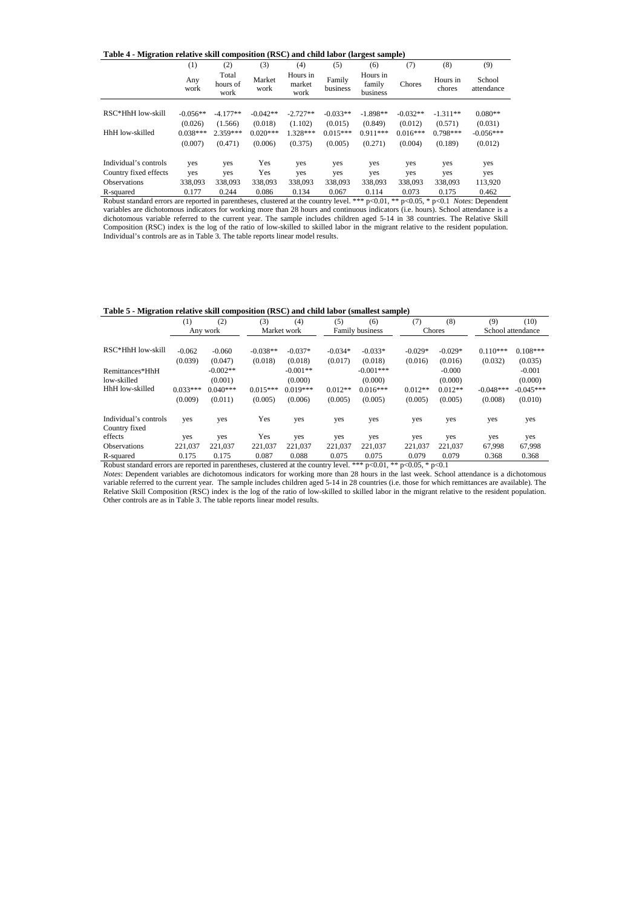**Table 4 - Migration relative skill composition (RSC) and child labor (largest sample)**

| | (1) | (2) | (3) | (4) | (5) | (6) | (7) | (8) | (9) |
|---|---|---|---|---|---|---|---|---|---|
| | Any work | Total hours of work | Market work | Hours in market work | Family business | Hours in family business | Chores | Hours in chores | School attendance |
| RSC*HhH low-skill | -0.056** | -4.177** | -0.042** | -2.727** | -0.033** | -1.898** | -0.032** | -1.311** | 0.080** |
| | (0.026) | (1.566) | (0.018) | (1.102) | (0.015) | (0.849) | (0.012) | (0.571) | (0.031) |
| HhH low-skilled | 0.038*** | 2.359*** | 0.020*** | 1.328*** | 0.015*** | 0.911*** | 0.016*** | 0.798*** | -0.056*** |
| | (0.007) | (0.471) | (0.006) | (0.375) | (0.005) | (0.271) | (0.004) | (0.189) | (0.012) |
| Individual's controls | yes | yes | Yes | yes | yes | yes | yes | yes | yes |
| Country fixed effects | yes | yes | Yes | yes | yes | yes | yes | yes | yes |
| Observations | 338,093 | 338,093 | 338,093 | 338,093 | 338,093 | 338,093 | 338,093 | 338,093 | 113,920 |
| R-squared | 0.177 | 0.244 | 0.086 | 0.134 | 0.067 | 0.114 | 0.073 | 0.175 | 0.462 |

Robust standard errors are reported in parentheses, clustered at the country level. *** p<0.01, ** p<0.05, * p<0.1 *Notes*: Dependent variables are dichotomous indicators for working more than 28 hours and continuous indicators (i.e. hours). School attendance is a dichotomous variable referred to the current year. The sample includes children aged 5-14 in 38 countries. The Relative Skill Composition (RSC) index is the log of the ratio of low-skilled to skilled labor in the migrant relative to the resident population. Individual's controls are as in Table 3. The table reports linear model results.

**Table 5 - Migration relative skill composition (RSC) and child labor (smallest sample)**

| | (1) | (2) | (3) | (4) | (5) | (6) | (7) | (8) | (9) | (10) |
|---|---|---|---|---|---|---|---|---|---|---|
| | Any work | | Market work | | Family business | | Chores | | School attendance | |
| RSC*HhH low-skill | -0.062 | -0.060 | -0.038** | -0.037* | -0.034* | -0.033* | -0.029* | -0.029* | 0.110*** | 0.108*** |
| | (0.039) | (0.047) | (0.018) | (0.018) | (0.017) | (0.018) | (0.016) | (0.016) | (0.032) | (0.035) |
| Remittances*HhH low-skilled | | -0.002** | | -0.001** | | -0.001*** | | -0.000 | | -0.001 |
| | | (0.001) | | (0.000) | | (0.000) | | (0.000) | | (0.000) |
| HhH low-skilled | 0.033*** | 0.040*** | 0.015*** | 0.019*** | 0.012** | 0.016*** | 0.012** | 0.012** | -0.048*** | -0.045*** |
| | (0.009) | (0.011) | (0.005) | (0.006) | (0.005) | (0.005) | (0.005) | (0.005) | (0.008) | (0.010) |
| Individual's controls | yes | yes | Yes | yes | yes | yes | yes | yes | yes | yes |
| Country fixed effects | yes | yes | Yes | yes | yes | yes | yes | yes | yes | yes |
| Observations | 221,037 | 221,037 | 221,037 | 221,037 | 221,037 | 221,037 | 221,037 | 221,037 | 67,998 | 67,998 |
| R-squared | 0.175 | 0.175 | 0.087 | 0.088 | 0.075 | 0.075 | 0.079 | 0.079 | 0.368 | 0.368 |

Robust standard errors are reported in parentheses, clustered at the country level. *** p<0.01, ** p<0.05, * p<0.1

*Notes*: Dependent variables are dichotomous indicators for working more than 28 hours in the last week. School attendance is a dichotomous variable referred to the current year. The sample includes children aged 5-14 in 28 countries (i.e. those for which remittances are available). The Relative Skill Composition (RSC) index is the log of the ratio of low-skilled to skilled labor in the migrant relative to the resident population. Other controls are as in Table 3. The table reports linear model results.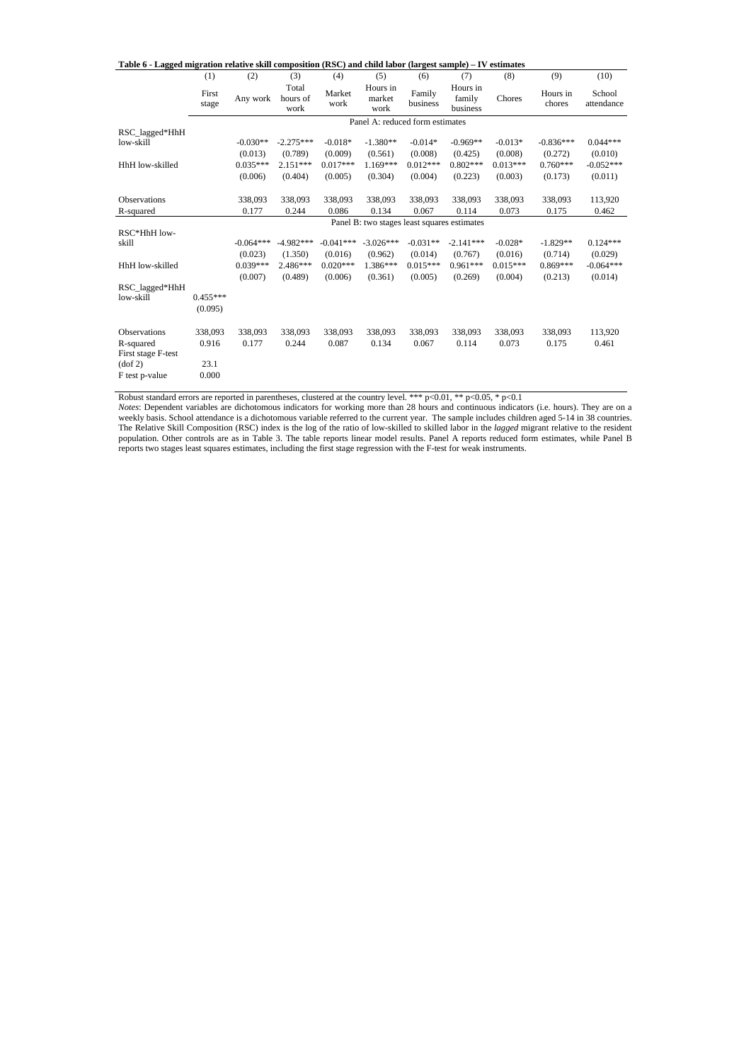**Table 6 - Lagged migration relative skill composition (RSC) and child labor (largest sample) – IV estimates**

| | (1) | (2) | (3) | (4) | (5) | (6) | (7) | (8) | (9) | (10) |
|---|---|---|---|---|---|---|---|---|---|---|
| | First stage | Any work | Total hours of work | Market work | Hours in market work | Family business | Hours in family business | Chores | Hours in chores | School attendance |
| | Panel A: reduced form estimates | | | | | | | | | |
| RSC_lagged*HhH low-skill | | -0.030** | -2.275*** | -0.018* | -1.380** | -0.014* | -0.969** | -0.013* | -0.836*** | 0.044*** |
| | | (0.013) | (0.789) | (0.009) | (0.561) | (0.008) | (0.425) | (0.008) | (0.272) | (0.010) |
| HhH low-skilled | | 0.035*** | 2.151*** | 0.017*** | 1.169*** | 0.012*** | 0.802*** | 0.013*** | 0.760*** | -0.052*** |
| | | (0.006) | (0.404) | (0.005) | (0.304) | (0.004) | (0.223) | (0.003) | (0.173) | (0.011) |
| Observations | | 338,093 | 338,093 | 338,093 | 338,093 | 338,093 | 338,093 | 338,093 | 338,093 | 113,920 |
| R-squared | | 0.177 | 0.244 | 0.086 | 0.134 | 0.067 | 0.114 | 0.073 | 0.175 | 0.462 |
| | Panel B: two stages least squares estimates | | | | | | | | | |
| RSC*HhH low-skill | | -0.064*** | -4.982*** | -0.041*** | -3.026*** | -0.031** | -2.141*** | -0.028* | -1.829** | 0.124*** |
| | | (0.023) | (1.350) | (0.016) | (0.962) | (0.014) | (0.767) | (0.016) | (0.714) | (0.029) |
| HhH low-skilled | | 0.039*** | 2.486*** | 0.020*** | 1.386*** | 0.015*** | 0.961*** | 0.015*** | 0.869*** | -0.064*** |
| | | (0.007) | (0.489) | (0.006) | (0.361) | (0.005) | (0.269) | (0.004) | (0.213) | (0.014) |
| RSC_lagged*HhH low-skill | 0.455*** | | | | | | | | | |
| | (0.095) | | | | | | | | | |
| Observations | 338,093 | 338,093 | 338,093 | 338,093 | 338,093 | 338,093 | 338,093 | 338,093 | 338,093 | 113,920 |
| R-squared | 0.916 | 0.177 | 0.244 | 0.087 | 0.134 | 0.067 | 0.114 | 0.073 | 0.175 | 0.461 |
| First stage F-test (dof 2) | 23.1 | | | | | | | | | |
| F test p-value | 0.000 | | | | | | | | | |

Robust standard errors are reported in parentheses, clustered at the country level. *** p<0.01, ** p<0.05, * p<0.1

*Notes*: Dependent variables are dichotomous indicators for working more than 28 hours and continuous indicators (i.e. hours). They are on a weekly basis. School attendance is a dichotomous variable referred to the current year. The sample includes children aged 5-14 in 38 countries. The Relative Skill Composition (RSC) index is the log of the ratio of low-skilled to skilled labor in the *lagged* migrant relative to the resident population. Other controls are as in Table 3. The table reports linear model results. Panel A reports reduced form estimates, while Panel B reports two stages least squares estimates, including the first stage regression with the F-test for weak instruments.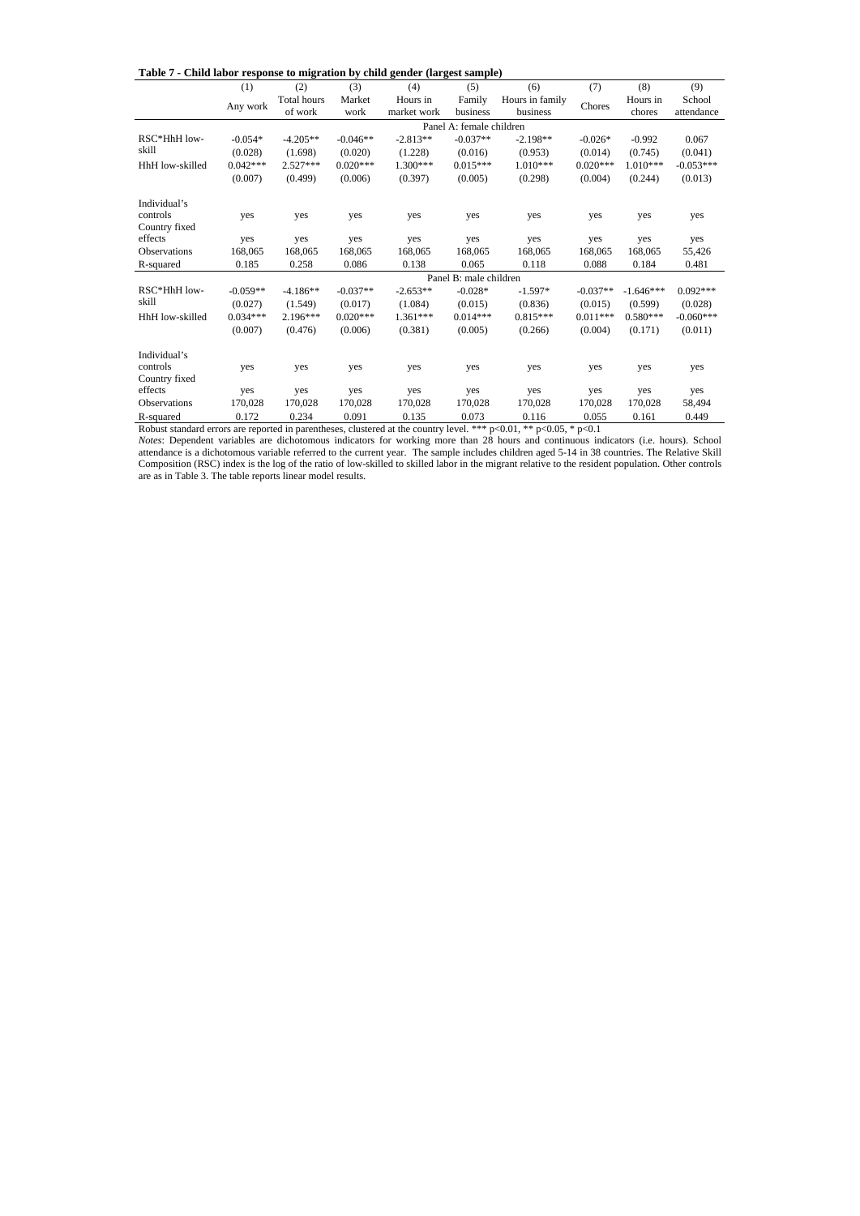**Table 7 - Child labor response to migration by child gender (largest sample)**

| | (1) | (2) | (3) | (4) | (5) | (6) | (7) | (8) | (9) |
|---|---|---|---|---|---|---|---|---|---|
| | Any work | Total hours of work | Market work | Hours in market work | Family business | Hours in family business | Chores | Hours in chores | School attendance |
| | | | | | Panel A: female children | | | | |
| RSC*HhH low-skill | -0.054* | -4.205** | -0.046** | -2.813** | -0.037** | -2.198** | -0.026* | -0.992 | 0.067 |
| | (0.028) | (1.698) | (0.020) | (1.228) | (0.016) | (0.953) | (0.014) | (0.745) | (0.041) |
| HhH low-skilled | 0.042*** | 2.527*** | 0.020*** | 1.300*** | 0.015*** | 1.010*** | 0.020*** | 1.010*** | -0.053*** |
| | (0.007) | (0.499) | (0.006) | (0.397) | (0.005) | (0.298) | (0.004) | (0.244) | (0.013) |
| Individual's controls | yes | yes | yes | yes | yes | yes | yes | yes | yes |
| Country fixed effects | yes | yes | yes | yes | yes | yes | yes | yes | yes |
| Observations | 168,065 | 168,065 | 168,065 | 168,065 | 168,065 | 168,065 | 168,065 | 168,065 | 55,426 |
| R-squared | 0.185 | 0.258 | 0.086 | 0.138 | 0.065 | 0.118 | 0.088 | 0.184 | 0.481 |
| | | | | | Panel B: male children | | | | |
| RSC*HhH low-skill | -0.059** | -4.186** | -0.037** | -2.653** | -0.028* | -1.597* | -0.037** | -1.646*** | 0.092*** |
| | (0.027) | (1.549) | (0.017) | (1.084) | (0.015) | (0.836) | (0.015) | (0.599) | (0.028) |
| HhH low-skilled | 0.034*** | 2.196*** | 0.020*** | 1.361*** | 0.014*** | 0.815*** | 0.011*** | 0.580*** | -0.060*** |
| | (0.007) | (0.476) | (0.006) | (0.381) | (0.005) | (0.266) | (0.004) | (0.171) | (0.011) |
| Individual's controls | yes | yes | yes | yes | yes | yes | yes | yes | yes |
| Country fixed effects | yes | yes | yes | yes | yes | yes | yes | yes | yes |
| Observations | 170,028 | 170,028 | 170,028 | 170,028 | 170,028 | 170,028 | 170,028 | 170,028 | 58,494 |
| R-squared | 0.172 | 0.234 | 0.091 | 0.135 | 0.073 | 0.116 | 0.055 | 0.161 | 0.449 |

Robust standard errors are reported in parentheses, clustered at the country level. *** p<0.01, ** p<0.05, * p<0.1

*Notes*: Dependent variables are dichotomous indicators for working more than 28 hours and continuous indicators (i.e. hours). School attendance is a dichotomous variable referred to the current year. The sample includes children aged 5-14 in 38 countries. The Relative Skill Composition (RSC) index is the log of the ratio of low-skilled to skilled labor in the migrant relative to the resident population. Other controls are as in Table 3. The table reports linear model results.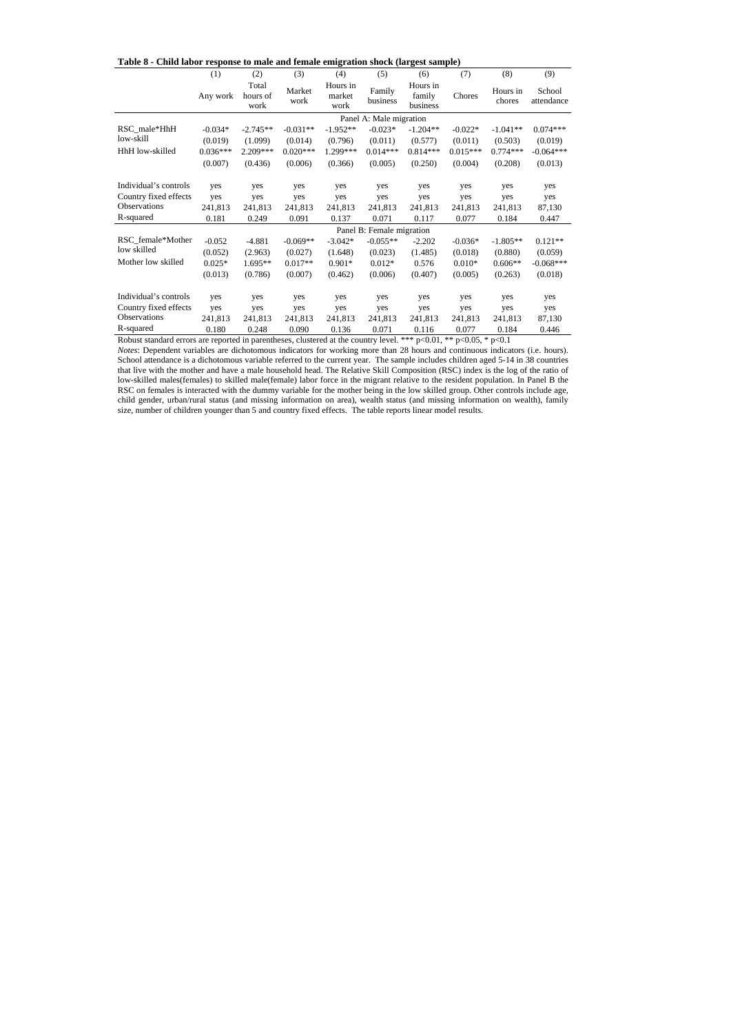**Table 8 - Child labor response to male and female emigration shock (largest sample)**

| | (1) | (2) | (3) | (4) | (5) | (6) | (7) | (8) | (9) |
|---|---|---|---|---|---|---|---|---|---|
| | Any work | Total hours of work | Market work | Hours in market work | Family business | Hours in family business | Chores | Hours in chores | School attendance |
| | | | | | Panel A: Male migration | | | | |
| RSC_male*HhH low-skill | -0.034* | -2.745** | -0.031** | -1.952** | -0.023* | -1.204** | -0.022* | -1.041** | 0.074*** |
| | (0.019) | (1.099) | (0.014) | (0.796) | (0.011) | (0.577) | (0.011) | (0.503) | (0.019) |
| HhH low-skilled | 0.036*** | 2.209*** | 0.020*** | 1.299*** | 0.014*** | 0.814*** | 0.015*** | 0.774*** | -0.064*** |
| | (0.007) | (0.436) | (0.006) | (0.366) | (0.005) | (0.250) | (0.004) | (0.208) | (0.013) |
| Individual's controls | yes | yes | yes | yes | yes | yes | yes | yes | yes |
| Country fixed effects | yes | yes | yes | yes | yes | yes | yes | yes | yes |
| Observations | 241,813 | 241,813 | 241,813 | 241,813 | 241,813 | 241,813 | 241,813 | 241,813 | 87,130 |
| R-squared | 0.181 | 0.249 | 0.091 | 0.137 | 0.071 | 0.117 | 0.077 | 0.184 | 0.447 |
| | | | | | Panel B: Female migration | | | | |
| RSC_female*Mother low skilled | -0.052 | -4.881 | -0.069** | -3.042* | -0.055** | -2.202 | -0.036* | -1.805** | 0.121** |
| | (0.052) | (2.963) | (0.027) | (1.648) | (0.023) | (1.485) | (0.018) | (0.880) | (0.059) |
| Mother low skilled | 0.025* | 1.695** | 0.017** | 0.901* | 0.012* | 0.576 | 0.010* | 0.606** | -0.068*** |
| | (0.013) | (0.786) | (0.007) | (0.462) | (0.006) | (0.407) | (0.005) | (0.263) | (0.018) |
| Individual's controls | yes | yes | yes | yes | yes | yes | yes | yes | yes |
| Country fixed effects | yes | yes | yes | yes | yes | yes | yes | yes | yes |
| Observations | 241,813 | 241,813 | 241,813 | 241,813 | 241,813 | 241,813 | 241,813 | 241,813 | 87,130 |
| R-squared | 0.180 | 0.248 | 0.090 | 0.136 | 0.071 | 0.116 | 0.077 | 0.184 | 0.446 |

Robust standard errors are reported in parentheses, clustered at the country level. *** p<0.01, ** p<0.05, * p<0.1

*Notes*: Dependent variables are dichotomous indicators for working more than 28 hours and continuous indicators (i.e. hours). School attendance is a dichotomous variable referred to the current year. The sample includes children aged 5-14 in 38 countries that live with the mother and have a male household head. The Relative Skill Composition (RSC) index is the log of the ratio of low-skilled males(females) to skilled male(female) labor force in the migrant relative to the resident population. In Panel B the RSC on females is interacted with the dummy variable for the mother being in the low skilled group. Other controls include age, child gender, urban/rural status (and missing information on area), wealth status (and missing information on wealth), family size, number of children younger than 5 and country fixed effects. The table reports linear model results.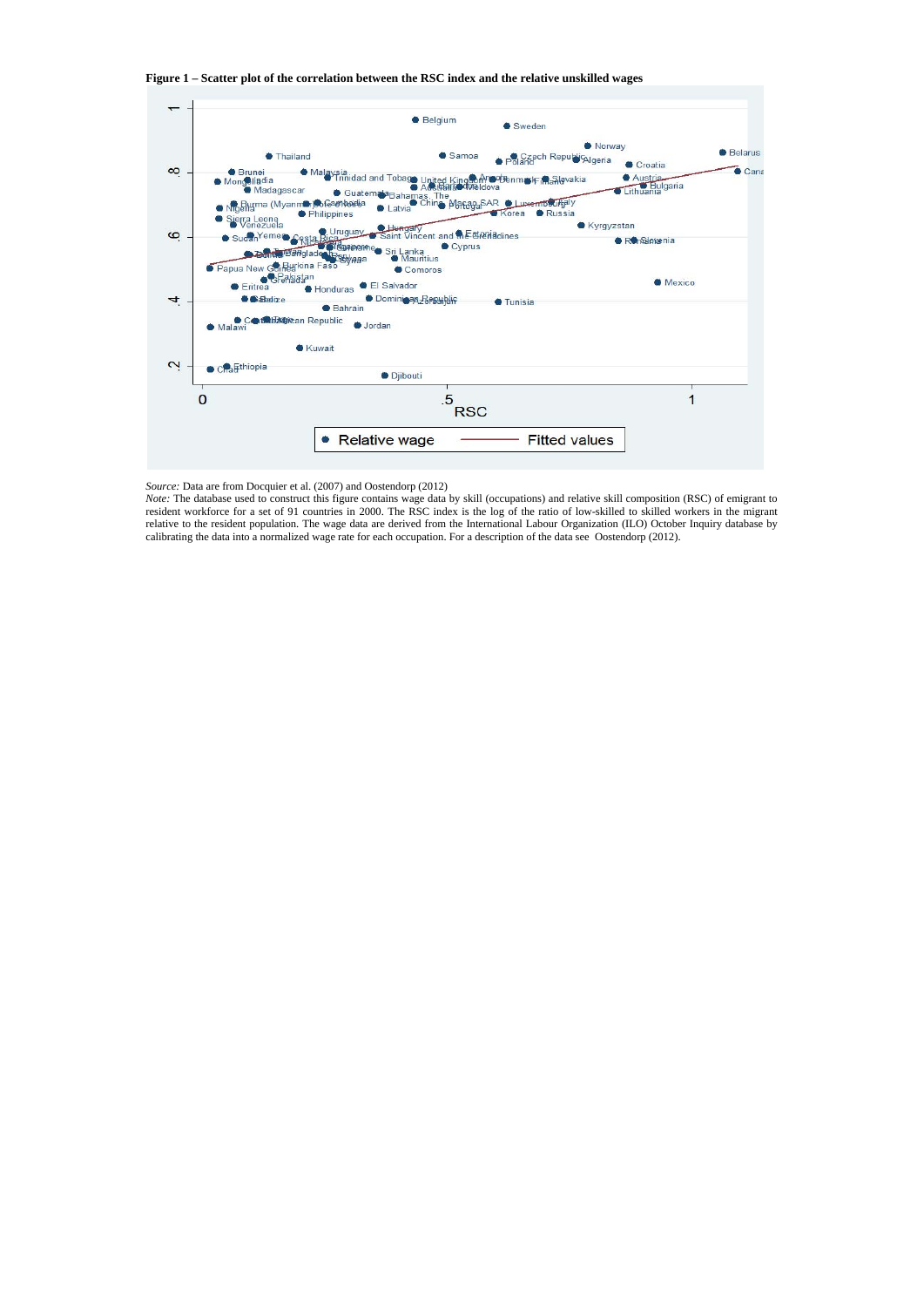**Figure 1 – Scatter plot of the correlation between the RSC index and the relative unskilled wages**

*Source:* Data are from Docquier et al. (2007) and Oostendorp (2012)
*Note:* The database used to construct this figure contains wage data by skill (occupations) and relative skill composition (RSC) of emigrant to resident workforce for a set of 91 countries in 2000. The RSC index is the log of the ratio of low-skilled to skilled workers in the migrant relative to the resident population. The wage data are derived from the International Labour Organization (ILO) October Inquiry database by calibrating the data into a normalized wage rate for each occupation. For a description of the data see Oostendorp (2012).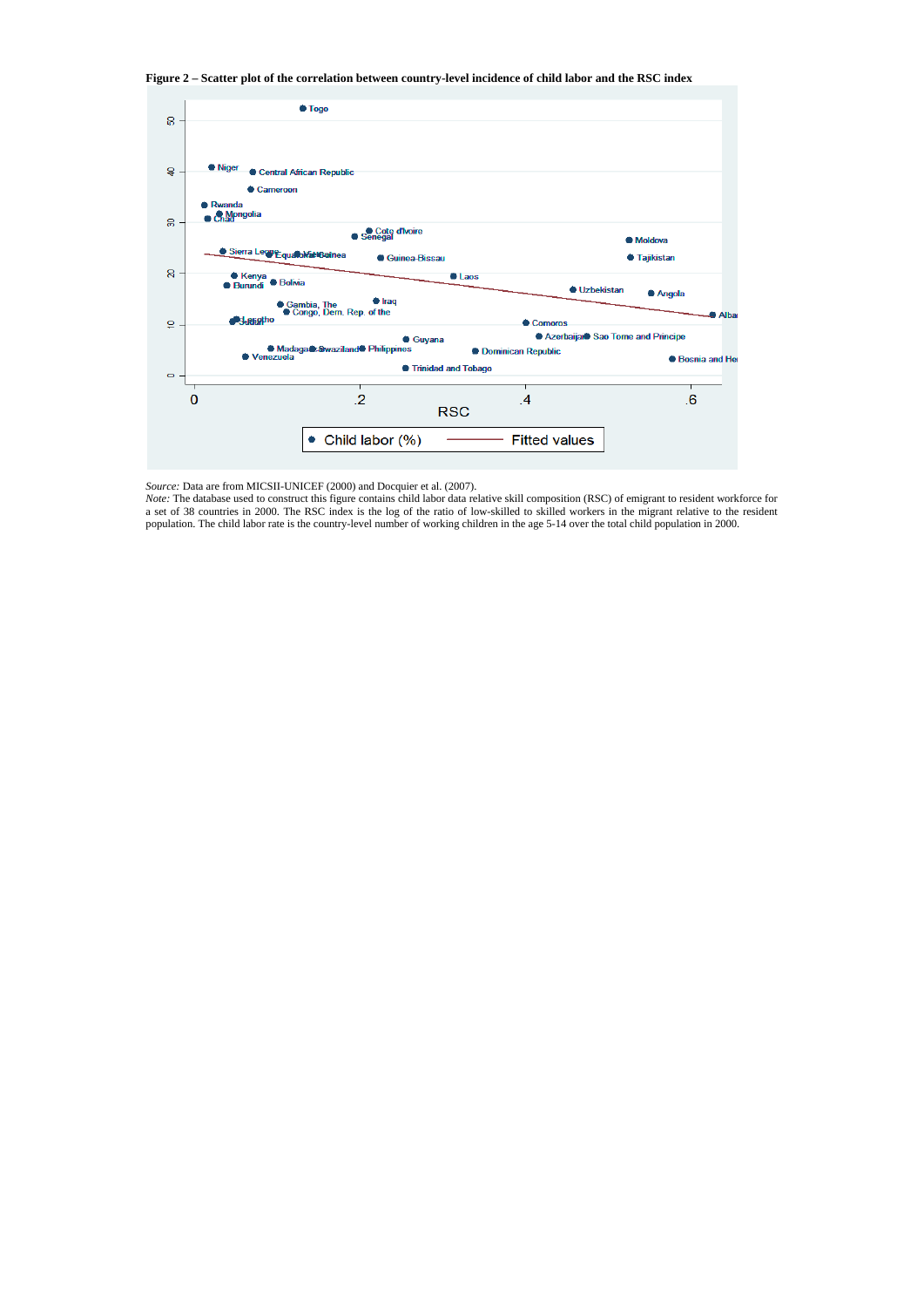**Figure 2 – Scatter plot of the correlation between country-level incidence of child labor and the RSC index**

Togo
Niger
Central African Republic
Cameroon
Rwanda
Chad
Mongolia
Cote d'Ivoire
Senegal
Moldova
Sierra Leone
Equatorial Guinea
Guinea-Bissau
Tajikistan
Laos
Kenya
Burundi
Bolivia
Uzbekistan
Angola
Albania
Iraq
Gambia, The
Congo, Dem. Rep. of the
Lesotho
Sudan
Comoros
Azerbaijan
Sao Tome and Principe
Guyana
Madagascar
Swaziland
Philippines
Venezuela
Dominican Republic
Bosnia and Herzegovina
Trinidad and Tobago

0
10
20
30
40
50

0
.2
.4
.6

RSC

Child labor (%)
Fitted values

*Source:* Data are from MICSII-UNICEF (2000) and Docquier et al. (2007).
*Note:* The database used to construct this figure contains child labor data relative skill composition (RSC) of emigrant to resident workforce for a set of 38 countries in 2000. The RSC index is the log of the ratio of low-skilled to skilled workers in the migrant relative to the resident population. The child labor rate is the country-level number of working children in the age 5-14 over the total child population in 2000.